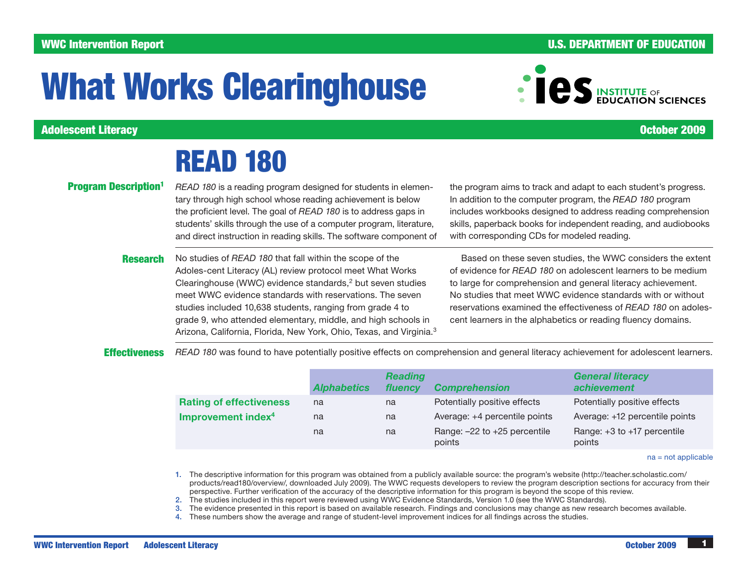# What Works Clearinghouse

## Adolescent Literacy

October 2009

# READ 180

**Program Description[1]**

*READ 180* is a reading program designed for students in elementary through high school whose reading achievement is below the proficient level. The goal of *READ 180* is to address gaps in students' skills through the use of a computer program, literature, and direct instruction in reading skills. The software component of the program aims to track and adapt to each student's progress. In addition to the computer program, the *READ 180* program includes workbooks designed to address reading comprehension skills, paperback books for independent reading, and audiobooks with corresponding CDs for modeled reading.

**Research**

No studies of *READ 180* that fall within the scope of the Adoles-cent Literacy (AL) review protocol meet What Works Clearinghouse (WWC) evidence standards,[2] but seven studies meet WWC evidence standards with reservations. The seven studies included 10,638 students, ranging from grade 4 to grade 9, who attended elementary, middle, and high schools in Arizona, California, Florida, New York, Ohio, Texas, and Virginia.[3]

Based on these seven studies, the WWC considers the extent of evidence for *READ 180* on adolescent learners to be medium to large for comprehension and general literacy achievement. No studies that meet WWC evidence standards with or without reservations examined the effectiveness of *READ 180* on adolescent learners in the alphabetics or reading fluency domains.

**Effectiveness**

*READ 180* was found to have potentially positive effects on comprehension and general literacy achievement for adolescent learners.

| | Alphabetics | Reading fluency | Comprehension | General literacy achievement |
|---|---|---|---|---|
| Rating of effectiveness | na | na | Potentially positive effects | Potentially positive effects |
| Improvement index[4] | na | na | Average: +4 percentile points | Average: +12 percentile points |
| | na | na | Range: –22 to +25 percentile points | Range: +3 to +17 percentile points |

na = not applicable

1. The descriptive information for this program was obtained from a publicly available source: the program's website (http://teacher.scholastic.com/products/read180/overview/, downloaded July 2009). The WWC requests developers to review the program description sections for accuracy from their perspective. Further verification of the accuracy of the descriptive information for this program is beyond the scope of this review.
2. The studies included in this report were reviewed using WWC Evidence Standards, Version 1.0 (see the WWC Standards).
3. The evidence presented in this report is based on available research. Findings and conclusions may change as new research becomes available.
4. These numbers show the average and range of student-level improvement indices for all findings across the studies.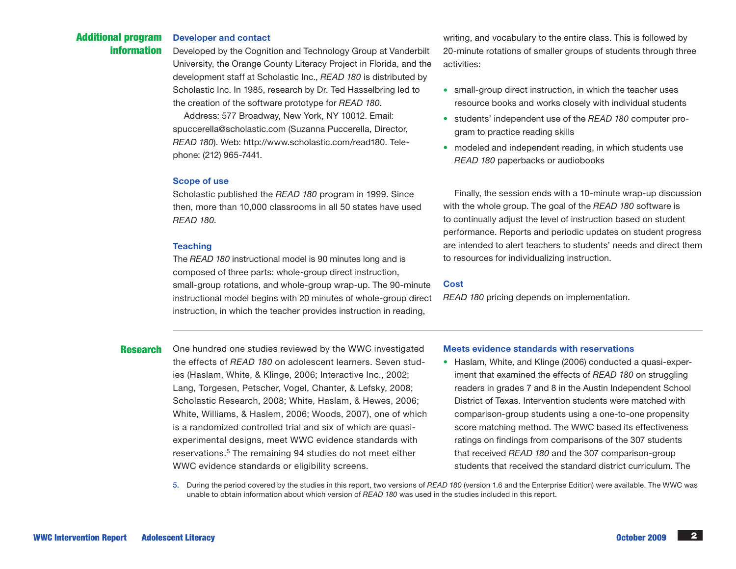## Additional program information

### Developer and contact

Developed by the Cognition and Technology Group at Vanderbilt University, the Orange County Literacy Project in Florida, and the development staff at Scholastic Inc., *READ 180* is distributed by Scholastic Inc. In 1985, research by Dr. Ted Hasselbring led to the creation of the software prototype for *READ 180*.

Address: 577 Broadway, New York, NY 10012. Email: spuccerella@scholastic.com (Suzanna Puccerella, Director, *READ 180*). Web: http://www.scholastic.com/read180. Telephone: (212) 965-7441.

### Scope of use

Scholastic published the *READ 180* program in 1999. Since then, more than 10,000 classrooms in all 50 states have used *READ 180*.

### Teaching

The *READ 180* instructional model is 90 minutes long and is composed of three parts: whole-group direct instruction, small-group rotations, and whole-group wrap-up. The 90-minute instructional model begins with 20 minutes of whole-group direct instruction, in which the teacher provides instruction in reading, writing, and vocabulary to the entire class. This is followed by 20-minute rotations of smaller groups of students through three activities:

- small-group direct instruction, in which the teacher uses resource books and works closely with individual students
- students' independent use of the *READ 180* computer program to practice reading skills
- modeled and independent reading, in which students use *READ 180* paperbacks or audiobooks

Finally, the session ends with a 10-minute wrap-up discussion with the whole group. The goal of the *READ 180* software is to continually adjust the level of instruction based on student performance. Reports and periodic updates on student progress are intended to alert teachers to students' needs and direct them to resources for individualizing instruction.

### Cost

*READ 180* pricing depends on implementation.

## Research

One hundred one studies reviewed by the WWC investigated the effects of *READ 180* on adolescent learners. Seven studies (Haslam, White, & Klinge, 2006; Interactive Inc., 2002; Lang, Torgesen, Petscher, Vogel, Chanter, & Lefsky, 2008; Scholastic Research, 2008; White, Haslam, & Hewes, 2006; White, Williams, & Haslem, 2006; Woods, 2007), one of which is a randomized controlled trial and six of which are quasi-experimental designs, meet WWC evidence standards with reservations.[5] The remaining 94 studies do not meet either WWC evidence standards or eligibility screens.

### Meets evidence standards with reservations

- Haslam, White, and Klinge (2006) conducted a quasi-experiment that examined the effects of *READ 180* on struggling readers in grades 7 and 8 in the Austin Independent School District of Texas. Intervention students were matched with comparison-group students using a one-to-one propensity score matching method. The WWC based its effectiveness ratings on findings from comparisons of the 307 students that received *READ 180* and the 307 comparison-group students that received the standard district curriculum. The

5. During the period covered by the studies in this report, two versions of *READ 180* (version 1.6 and the Enterprise Edition) were available. The WWC was unable to obtain information about which version of *READ 180* was used in the studies included in this report.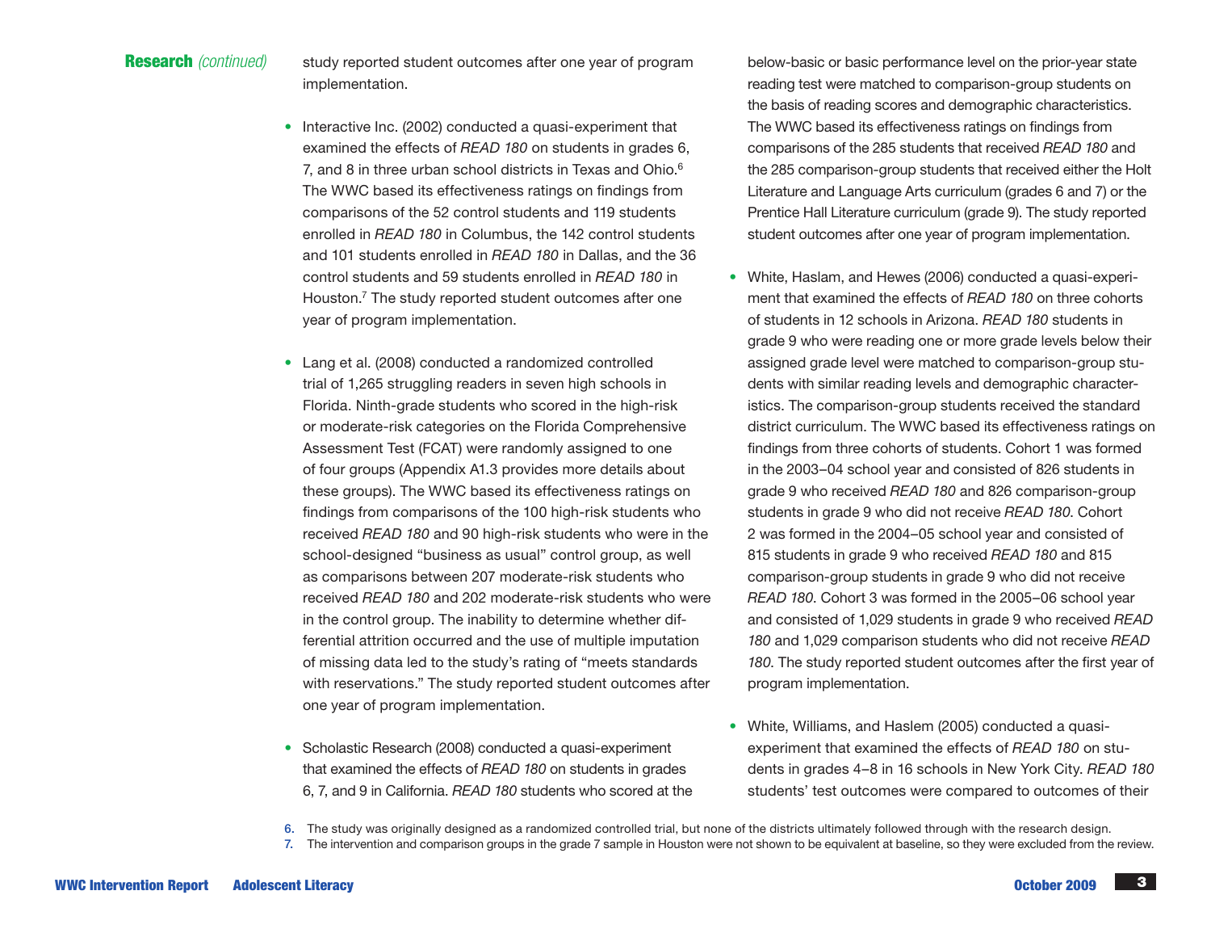**Research** *(continued)*

study reported student outcomes after one year of program implementation.

- Interactive Inc. (2002) conducted a quasi-experiment that examined the effects of *READ 180* on students in grades 6, 7, and 8 in three urban school districts in Texas and Ohio.[6] The WWC based its effectiveness ratings on findings from comparisons of the 52 control students and 119 students enrolled in *READ 180* in Columbus, the 142 control students and 101 students enrolled in *READ 180* in Dallas, and the 36 control students and 59 students enrolled in *READ 180* in Houston.[7] The study reported student outcomes after one year of program implementation.

- Lang et al. (2008) conducted a randomized controlled trial of 1,265 struggling readers in seven high schools in Florida. Ninth-grade students who scored in the high-risk or moderate-risk categories on the Florida Comprehensive Assessment Test (FCAT) were randomly assigned to one of four groups (Appendix A1.3 provides more details about these groups). The WWC based its effectiveness ratings on findings from comparisons of the 100 high-risk students who received *READ 180* and 90 high-risk students who were in the school-designed "business as usual" control group, as well as comparisons between 207 moderate-risk students who received *READ 180* and 202 moderate-risk students who were in the control group. The inability to determine whether differential attrition occurred and the use of multiple imputation of missing data led to the study's rating of "meets standards with reservations." The study reported student outcomes after one year of program implementation.

- Scholastic Research (2008) conducted a quasi-experiment that examined the effects of *READ 180* on students in grades 6, 7, and 9 in California. *READ 180* students who scored at the below-basic or basic performance level on the prior-year state reading test were matched to comparison-group students on the basis of reading scores and demographic characteristics. The WWC based its effectiveness ratings on findings from comparisons of the 285 students that received *READ 180* and the 285 comparison-group students that received either the Holt Literature and Language Arts curriculum (grades 6 and 7) or the Prentice Hall Literature curriculum (grade 9). The study reported student outcomes after one year of program implementation.

- White, Haslam, and Hewes (2006) conducted a quasi-experiment that examined the effects of *READ 180* on three cohorts of students in 12 schools in Arizona. *READ 180* students in grade 9 who were reading one or more grade levels below their assigned grade level were matched to comparison-group students with similar reading levels and demographic characteristics. The comparison-group students received the standard district curriculum. The WWC based its effectiveness ratings on findings from three cohorts of students. Cohort 1 was formed in the 2003–04 school year and consisted of 826 students in grade 9 who received *READ 180* and 826 comparison-group students in grade 9 who did not receive *READ 180*. Cohort 2 was formed in the 2004–05 school year and consisted of 815 students in grade 9 who received *READ 180* and 815 comparison-group students in grade 9 who did not receive *READ 180*. Cohort 3 was formed in the 2005–06 school year and consisted of 1,029 students in grade 9 who received *READ 180* and 1,029 comparison students who did not receive *READ 180*. The study reported student outcomes after the first year of program implementation.

- White, Williams, and Haslem (2005) conducted a quasi-experiment that examined the effects of *READ 180* on students in grades 4–8 in 16 schools in New York City. *READ 180* students' test outcomes were compared to outcomes of their

6. The study was originally designed as a randomized controlled trial, but none of the districts ultimately followed through with the research design.
7. The intervention and comparison groups in the grade 7 sample in Houston were not shown to be equivalent at baseline, so they were excluded from the review.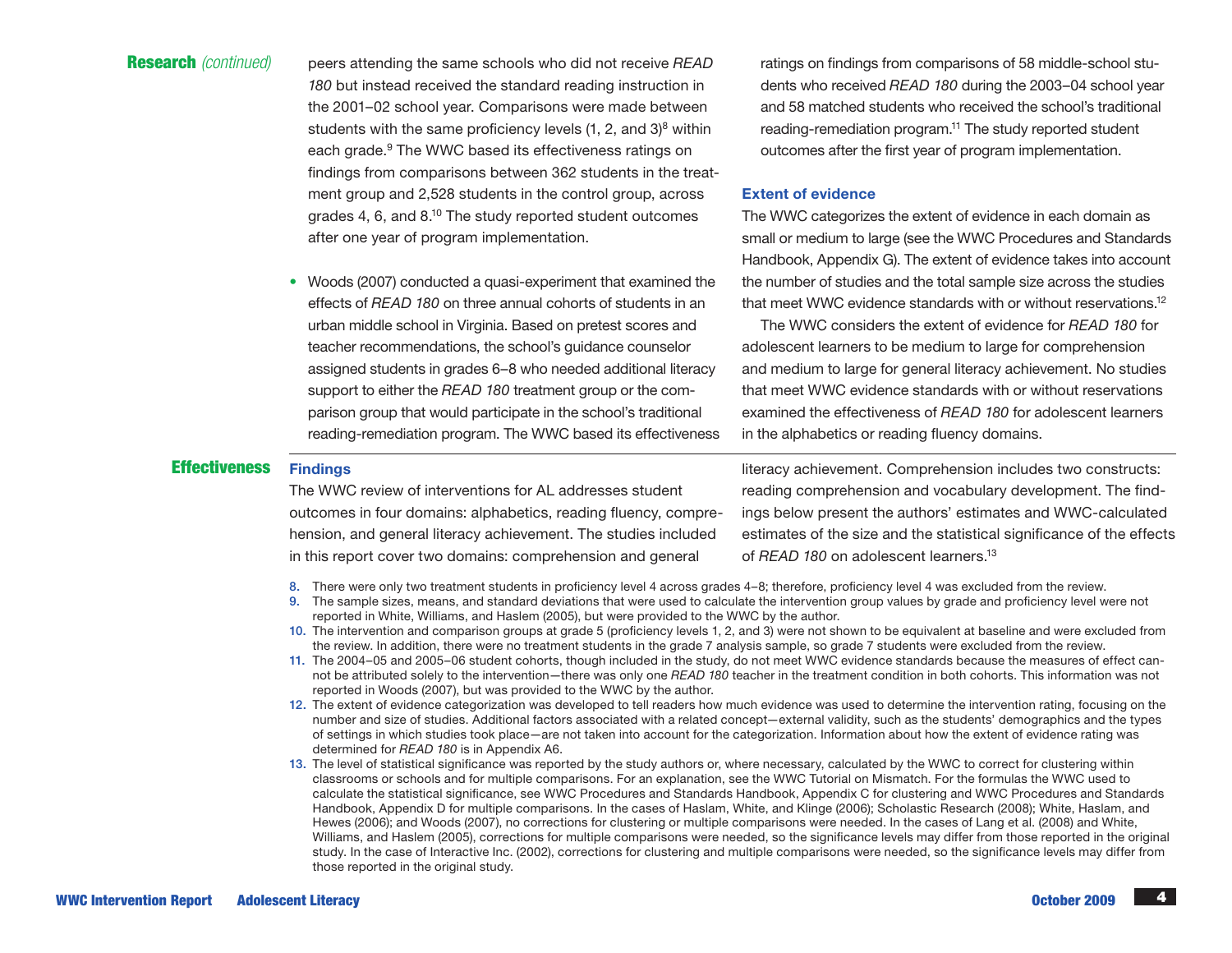## Research *(continued)*

peers attending the same schools who did not receive *READ 180* but instead received the standard reading instruction in the 2001–02 school year. Comparisons were made between students with the same proficiency levels (1, 2, and 3)[8] within each grade.[9] The WWC based its effectiveness ratings on findings from comparisons between 362 students in the treatment group and 2,528 students in the control group, across grades 4, 6, and 8.[10] The study reported student outcomes after one year of program implementation.

- Woods (2007) conducted a quasi-experiment that examined the effects of *READ 180* on three annual cohorts of students in an urban middle school in Virginia. Based on pretest scores and teacher recommendations, the school's guidance counselor assigned students in grades 6–8 who needed additional literacy support to either the *READ 180* treatment group or the comparison group that would participate in the school's traditional reading-remediation program. The WWC based its effectiveness ratings on findings from comparisons of 58 middle-school students who received *READ 180* during the 2003–04 school year and 58 matched students who received the school's traditional reading-remediation program.[11] The study reported student outcomes after the first year of program implementation.

### Extent of evidence

The WWC categorizes the extent of evidence in each domain as small or medium to large (see the WWC Procedures and Standards Handbook, Appendix G). The extent of evidence takes into account the number of studies and the total sample size across the studies that meet WWC evidence standards with or without reservations.[12]

The WWC considers the extent of evidence for *READ 180* for adolescent learners to be medium to large for comprehension and medium to large for general literacy achievement. No studies that meet WWC evidence standards with or without reservations examined the effectiveness of *READ 180* for adolescent learners in the alphabetics or reading fluency domains.

## Effectiveness

### Findings

The WWC review of interventions for AL addresses student outcomes in four domains: alphabetics, reading fluency, comprehension, and general literacy achievement. The studies included in this report cover two domains: comprehension and general literacy achievement. Comprehension includes two constructs: reading comprehension and vocabulary development. The findings below present the authors' estimates and WWC-calculated estimates of the size and the statistical significance of the effects of *READ 180* on adolescent learners.[13]

8. There were only two treatment students in proficiency level 4 across grades 4–8; therefore, proficiency level 4 was excluded from the review.
9. The sample sizes, means, and standard deviations that were used to calculate the intervention group values by grade and proficiency level were not reported in White, Williams, and Haslem (2005), but were provided to the WWC by the author.
10. The intervention and comparison groups at grade 5 (proficiency levels 1, 2, and 3) were not shown to be equivalent at baseline and were excluded from the review. In addition, there were no treatment students in the grade 7 analysis sample, so grade 7 students were excluded from the review.
11. The 2004–05 and 2005–06 student cohorts, though included in the study, do not meet WWC evidence standards because the measures of effect cannot be attributed solely to the intervention—there was only one *READ 180* teacher in the treatment condition in both cohorts. This information was not reported in Woods (2007), but was provided to the WWC by the author.
12. The extent of evidence categorization was developed to tell readers how much evidence was used to determine the intervention rating, focusing on the number and size of studies. Additional factors associated with a related concept—external validity, such as the students' demographics and the types of settings in which studies took place—are not taken into account for the categorization. Information about how the extent of evidence rating was determined for *READ 180* is in Appendix A6.
13. The level of statistical significance was reported by the study authors or, where necessary, calculated by the WWC to correct for clustering within classrooms or schools and for multiple comparisons. For an explanation, see the WWC Tutorial on Mismatch. For the formulas the WWC used to calculate the statistical significance, see WWC Procedures and Standards Handbook, Appendix C for clustering and WWC Procedures and Standards Handbook, Appendix D for multiple comparisons. In the cases of Haslam, White, and Klinge (2006); Scholastic Research (2008); White, Haslam, and Hewes (2006); and Woods (2007), no corrections for clustering or multiple comparisons were needed. In the cases of Lang et al. (2008) and White, Williams, and Haslem (2005), corrections for multiple comparisons were needed, so the significance levels may differ from those reported in the original study. In the case of Interactive Inc. (2002), corrections for clustering and multiple comparisons were needed, so the significance levels may differ from those reported in the original study.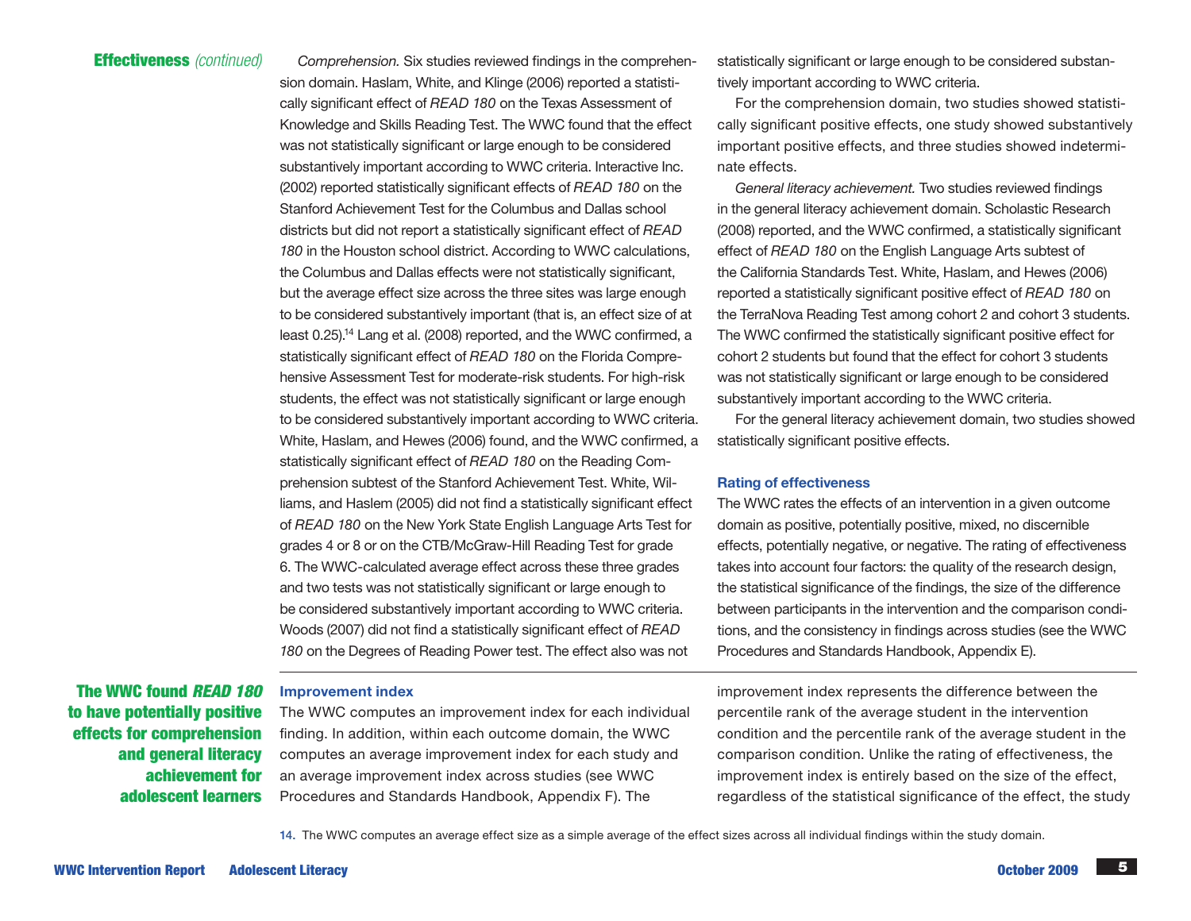**Effectiveness** *(continued)*

*Comprehension.* Six studies reviewed findings in the comprehension domain. Haslam, White, and Klinge (2006) reported a statistically significant effect of *READ 180* on the Texas Assessment of Knowledge and Skills Reading Test. The WWC found that the effect was not statistically significant or large enough to be considered substantively important according to WWC criteria. Interactive Inc. (2002) reported statistically significant effects of *READ 180* on the Stanford Achievement Test for the Columbus and Dallas school districts but did not report a statistically significant effect of *READ 180* in the Houston school district. According to WWC calculations, the Columbus and Dallas effects were not statistically significant, but the average effect size across the three sites was large enough to be considered substantively important (that is, an effect size of at least 0.25).[14] Lang et al. (2008) reported, and the WWC confirmed, a statistically significant effect of *READ 180* on the Florida Comprehensive Assessment Test for moderate-risk students. For high-risk students, the effect was not statistically significant or large enough to be considered substantively important according to WWC criteria. White, Haslam, and Hewes (2006) found, and the WWC confirmed, a statistically significant effect of *READ 180* on the Reading Comprehension subtest of the Stanford Achievement Test. White, Williams, and Haslem (2005) did not find a statistically significant effect of *READ 180* on the New York State English Language Arts Test for grades 4 or 8 or on the CTB/McGraw-Hill Reading Test for grade 6. The WWC-calculated average effect across these three grades and two tests was not statistically significant or large enough to be considered substantively important according to WWC criteria. Woods (2007) did not find a statistically significant effect of *READ 180* on the Degrees of Reading Power test. The effect also was not statistically significant or large enough to be considered substantively important according to WWC criteria.

For the comprehension domain, two studies showed statistically significant positive effects, one study showed substantively important positive effects, and three studies showed indeterminate effects.

*General literacy achievement.* Two studies reviewed findings in the general literacy achievement domain. Scholastic Research (2008) reported, and the WWC confirmed, a statistically significant effect of *READ 180* on the English Language Arts subtest of the California Standards Test. White, Haslam, and Hewes (2006) reported a statistically significant positive effect of *READ 180* on the TerraNova Reading Test among cohort 2 and cohort 3 students. The WWC confirmed the statistically significant positive effect for cohort 2 students but found that the effect for cohort 3 students was not statistically significant or large enough to be considered substantively important according to the WWC criteria.

For the general literacy achievement domain, two studies showed statistically significant positive effects.

### Rating of effectiveness

The WWC rates the effects of an intervention in a given outcome domain as positive, potentially positive, mixed, no discernible effects, potentially negative, or negative. The rating of effectiveness takes into account four factors: the quality of the research design, the statistical significance of the findings, the size of the difference between participants in the intervention and the comparison conditions, and the consistency in findings across studies (see the WWC Procedures and Standards Handbook, Appendix E).

---

**The WWC found *READ 180* to have potentially positive effects for comprehension and general literacy achievement for adolescent learners**

### Improvement index

The WWC computes an improvement index for each individual finding. In addition, within each outcome domain, the WWC computes an average improvement index for each study and an average improvement index across studies (see WWC Procedures and Standards Handbook, Appendix F). The improvement index represents the difference between the percentile rank of the average student in the intervention condition and the percentile rank of the average student in the comparison condition. Unlike the rating of effectiveness, the improvement index is entirely based on the size of the effect, regardless of the statistical significance of the effect, the study

14. The WWC computes an average effect size as a simple average of the effect sizes across all individual findings within the study domain.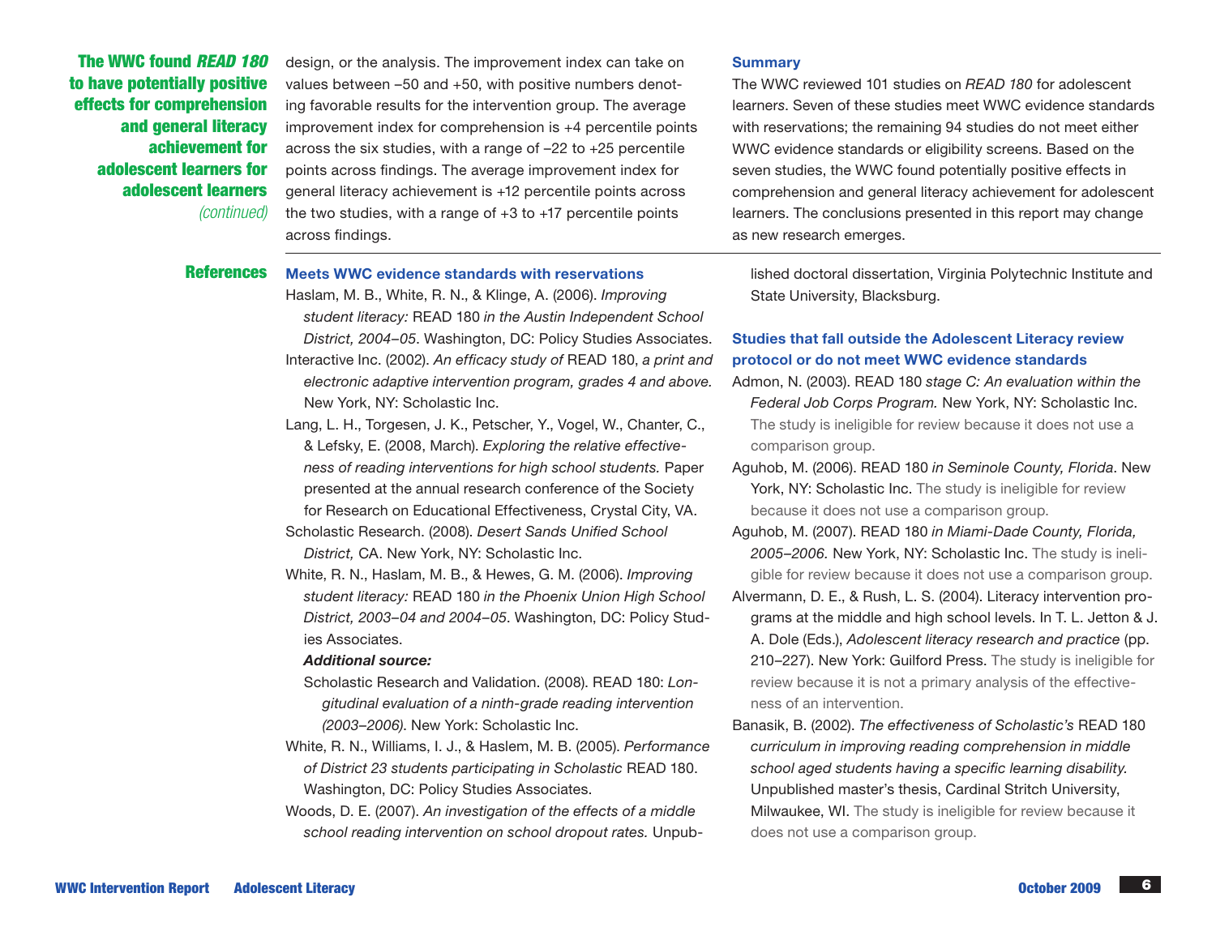**The WWC found *READ 180* to have potentially positive effects for comprehension and general literacy achievement for adolescent learners for adolescent learners** *(continued)*

design, or the analysis. The improvement index can take on values between –50 and +50, with positive numbers denoting favorable results for the intervention group. The average improvement index for comprehension is +4 percentile points across the six studies, with a range of –22 to +25 percentile points across findings. The average improvement index for general literacy achievement is +12 percentile points across the two studies, with a range of +3 to +17 percentile points across findings.

### Summary

The WWC reviewed 101 studies on *READ 180* for adolescent learners. Seven of these studies meet WWC evidence standards with reservations; the remaining 94 studies do not meet either WWC evidence standards or eligibility screens. Based on the seven studies, the WWC found potentially positive effects in comprehension and general literacy achievement for adolescent learners. The conclusions presented in this report may change as new research emerges.

## References

### Meets WWC evidence standards with reservations

Haslam, M. B., White, R. N., & Klinge, A. (2006). *Improving student literacy:* READ 180 *in the Austin Independent School District, 2004–05*. Washington, DC: Policy Studies Associates.

Interactive Inc. (2002). *An efficacy study of* READ 180, *a print and electronic adaptive intervention program, grades 4 and above.* New York, NY: Scholastic Inc.

Lang, L. H., Torgesen, J. K., Petscher, Y., Vogel, W., Chanter, C., & Lefsky, E. (2008, March). *Exploring the relative effectiveness of reading interventions for high school students.* Paper presented at the annual research conference of the Society for Research on Educational Effectiveness, Crystal City, VA.

Scholastic Research. (2008). *Desert Sands Unified School District,* CA. New York, NY: Scholastic Inc.

White, R. N., Haslam, M. B., & Hewes, G. M. (2006). *Improving student literacy:* READ 180 *in the Phoenix Union High School District, 2003–04 and 2004–05*. Washington, DC: Policy Studies Associates.

***Additional source:***

Scholastic Research and Validation. (2008). READ 180: *Longitudinal evaluation of a ninth-grade reading intervention (2003–2006)*. New York: Scholastic Inc.

White, R. N., Williams, I. J., & Haslam, M. B. (2005). *Performance of District 23 students participating in Scholastic* READ 180. Washington, DC: Policy Studies Associates.

Woods, D. E. (2007). *An investigation of the effects of a middle school reading intervention on school dropout rates.* Unpublished doctoral dissertation, Virginia Polytechnic Institute and State University, Blacksburg.

### Studies that fall outside the Adolescent Literacy review protocol or do not meet WWC evidence standards

Admon, N. (2003). READ 180 *stage C: An evaluation within the Federal Job Corps Program.* New York, NY: Scholastic Inc. The study is ineligible for review because it does not use a comparison group.

Aguhob, M. (2006). READ 180 *in Seminole County, Florida*. New York, NY: Scholastic Inc. The study is ineligible for review because it does not use a comparison group.

Aguhob, M. (2007). READ 180 *in Miami-Dade County, Florida, 2005–2006.* New York, NY: Scholastic Inc. The study is ineligible for review because it does not use a comparison group.

Alvermann, D. E., & Rush, L. S. (2004). Literacy intervention programs at the middle and high school levels. In T. L. Jetton & J. A. Dole (Eds.), *Adolescent literacy research and practice* (pp. 210–227). New York: Guilford Press. The study is ineligible for review because it is not a primary analysis of the effectiveness of an intervention.

Banasik, B. (2002). *The effectiveness of Scholastic's* READ 180 *curriculum in improving reading comprehension in middle school aged students having a specific learning disability.* Unpublished master's thesis, Cardinal Stritch University, Milwaukee, WI. The study is ineligible for review because it does not use a comparison group.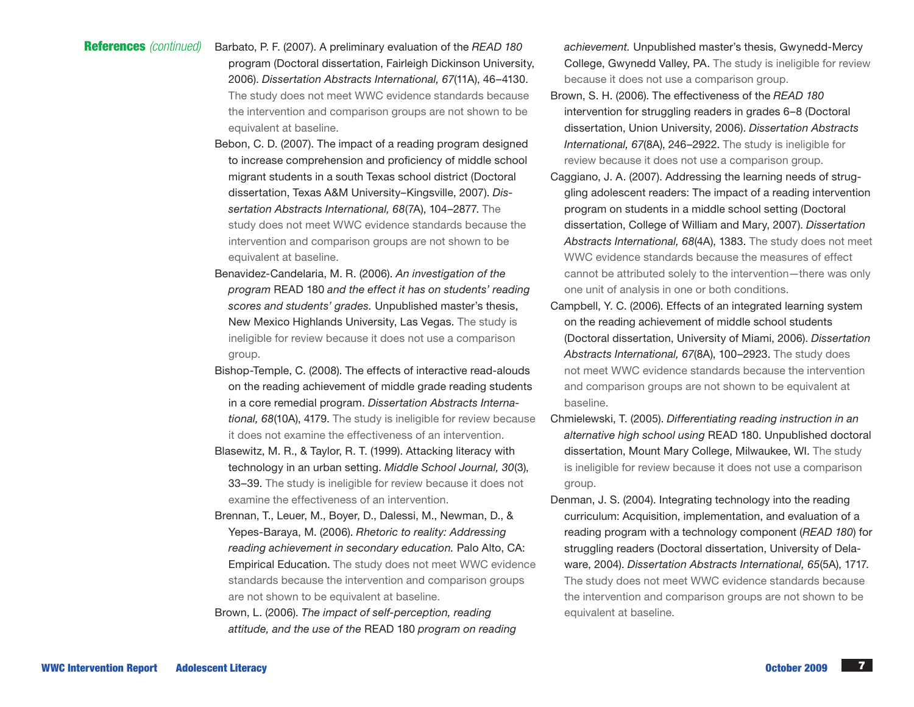**References** *(continued)*

Barbato, P. F. (2007). A preliminary evaluation of the *READ 180* program (Doctoral dissertation, Fairleigh Dickinson University, 2006). *Dissertation Abstracts International, 67*(11A), 46–4130. The study does not meet WWC evidence standards because the intervention and comparison groups are not shown to be equivalent at baseline.

Bebon, C. D. (2007). The impact of a reading program designed to increase comprehension and proficiency of middle school migrant students in a south Texas school district (Doctoral dissertation, Texas A&M University–Kingsville, 2007). *Dissertation Abstracts International, 68*(7A), 104–2877. The study does not meet WWC evidence standards because the intervention and comparison groups are not shown to be equivalent at baseline.

Benavidez-Candelaria, M. R. (2006). *An investigation of the program* READ 180 *and the effect it has on students' reading scores and students' grades.* Unpublished master's thesis, New Mexico Highlands University, Las Vegas. The study is ineligible for review because it does not use a comparison group.

Bishop-Temple, C. (2008). The effects of interactive read-alouds on the reading achievement of middle grade reading students in a core remedial program. *Dissertation Abstracts International, 68*(10A), 4179. The study is ineligible for review because it does not examine the effectiveness of an intervention.

Blasewitz, M. R., & Taylor, R. T. (1999). Attacking literacy with technology in an urban setting. *Middle School Journal, 30*(3), 33–39. The study is ineligible for review because it does not examine the effectiveness of an intervention.

Brennan, T., Leuer, M., Boyer, D., Dalessi, M., Newman, D., & Yepes-Baraya, M. (2006). *Rhetoric to reality: Addressing reading achievement in secondary education.* Palo Alto, CA: Empirical Education. The study does not meet WWC evidence standards because the intervention and comparison groups are not shown to be equivalent at baseline.

Brown, L. (2006). *The impact of self-perception, reading attitude, and the use of the* READ 180 *program on reading achievement.* Unpublished master's thesis, Gwynedd-Mercy College, Gwynedd Valley, PA. The study is ineligible for review because it does not use a comparison group.

Brown, S. H. (2006). The effectiveness of the *READ 180* intervention for struggling readers in grades 6–8 (Doctoral dissertation, Union University, 2006). *Dissertation Abstracts International, 67*(8A), 246–2922. The study is ineligible for review because it does not use a comparison group.

Caggiano, J. A. (2007). Addressing the learning needs of struggling adolescent readers: The impact of a reading intervention program on students in a middle school setting (Doctoral dissertation, College of William and Mary, 2007). *Dissertation Abstracts International, 68*(4A), 1383. The study does not meet WWC evidence standards because the measures of effect cannot be attributed solely to the intervention—there was only one unit of analysis in one or both conditions.

Campbell, Y. C. (2006). Effects of an integrated learning system on the reading achievement of middle school students (Doctoral dissertation, University of Miami, 2006). *Dissertation Abstracts International, 67*(8A), 100–2923. The study does not meet WWC evidence standards because the intervention and comparison groups are not shown to be equivalent at baseline.

Chmielewski, T. (2005). *Differentiating reading instruction in an alternative high school using* READ 180. Unpublished doctoral dissertation, Mount Mary College, Milwaukee, WI. The study is ineligible for review because it does not use a comparison group.

Denman, J. S. (2004). Integrating technology into the reading curriculum: Acquisition, implementation, and evaluation of a reading program with a technology component (*READ 180*) for struggling readers (Doctoral dissertation, University of Delaware, 2004). *Dissertation Abstracts International, 65*(5A), 1717. The study does not meet WWC evidence standards because the intervention and comparison groups are not shown to be equivalent at baseline.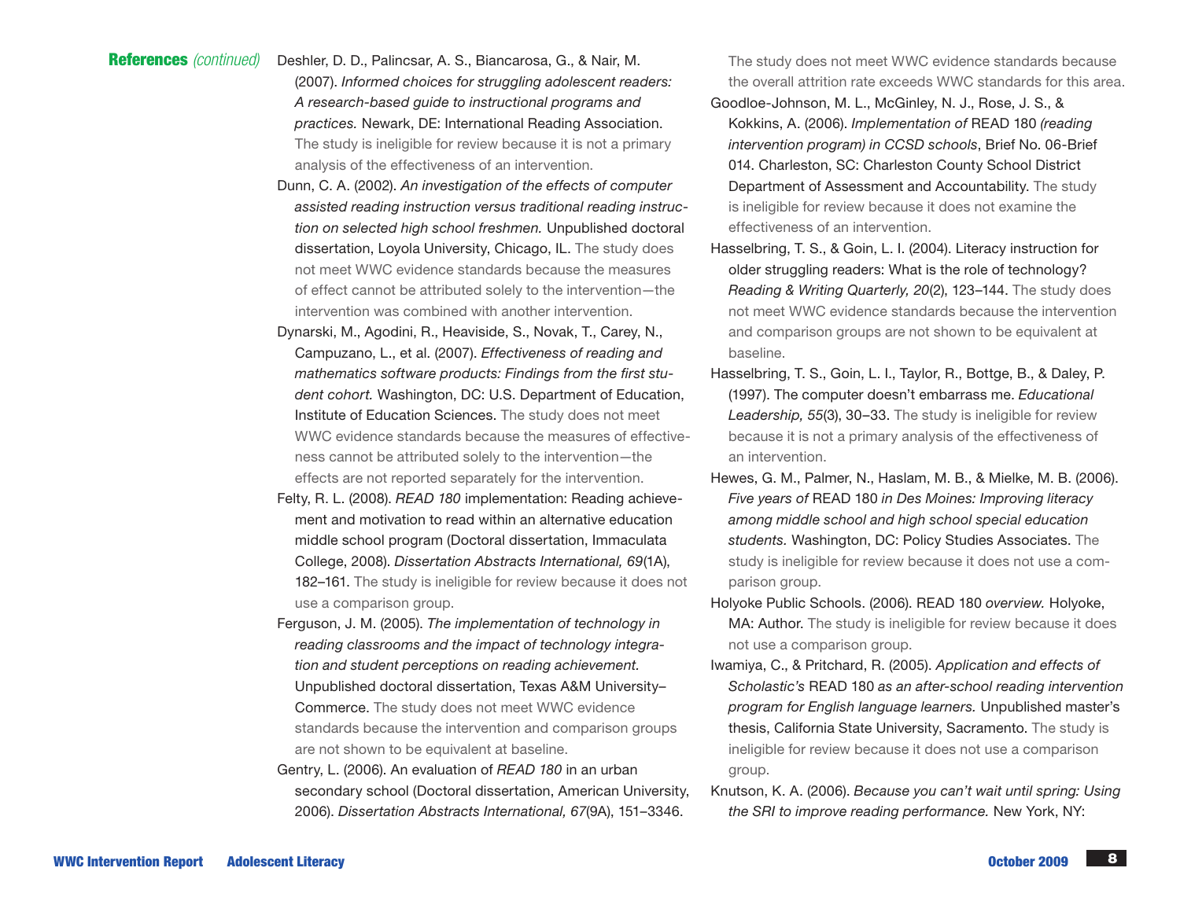**References** *(continued)*

Deshler, D. D., Palincsar, A. S., Biancarosa, G., & Nair, M. (2007). *Informed choices for struggling adolescent readers: A research-based guide to instructional programs and practices.* Newark, DE: International Reading Association. The study is ineligible for review because it is not a primary analysis of the effectiveness of an intervention.

Dunn, C. A. (2002). *An investigation of the effects of computer assisted reading instruction versus traditional reading instruction on selected high school freshmen.* Unpublished doctoral dissertation, Loyola University, Chicago, IL. The study does not meet WWC evidence standards because the measures of effect cannot be attributed solely to the intervention—the intervention was combined with another intervention.

Dynarski, M., Agodini, R., Heaviside, S., Novak, T., Carey, N., Campuzano, L., et al. (2007). *Effectiveness of reading and mathematics software products: Findings from the first student cohort.* Washington, DC: U.S. Department of Education, Institute of Education Sciences. The study does not meet WWC evidence standards because the measures of effectiveness cannot be attributed solely to the intervention—the effects are not reported separately for the intervention.

Felty, R. L. (2008). *READ 180* implementation: Reading achievement and motivation to read within an alternative education middle school program (Doctoral dissertation, Immaculata College, 2008). *Dissertation Abstracts International, 69*(1A), 182–161. The study is ineligible for review because it does not use a comparison group.

Ferguson, J. M. (2005). *The implementation of technology in reading classrooms and the impact of technology integration and student perceptions on reading achievement.* Unpublished doctoral dissertation, Texas A&M University–Commerce. The study does not meet WWC evidence standards because the intervention and comparison groups are not shown to be equivalent at baseline.

Gentry, L. (2006). An evaluation of *READ 180* in an urban secondary school (Doctoral dissertation, American University, 2006). *Dissertation Abstracts International, 67*(9A), 151–3346. The study does not meet WWC evidence standards because the overall attrition rate exceeds WWC standards for this area.

Goodloe-Johnson, M. L., McGinley, N. J., Rose, J. S., & Kokkins, A. (2006). *Implementation of* READ 180 *(reading intervention program) in CCSD schools*, Brief No. 06-Brief 014. Charleston, SC: Charleston County School District Department of Assessment and Accountability. The study is ineligible for review because it does not examine the effectiveness of an intervention.

Hasselbring, T. S., & Goin, L. I. (2004). Literacy instruction for older struggling readers: What is the role of technology? *Reading & Writing Quarterly, 20*(2), 123–144. The study does not meet WWC evidence standards because the intervention and comparison groups are not shown to be equivalent at baseline.

Hasselbring, T. S., Goin, L. I., Taylor, R., Bottge, B., & Daley, P. (1997). The computer doesn't embarrass me. *Educational Leadership, 55*(3), 30–33. The study is ineligible for review because it is not a primary analysis of the effectiveness of an intervention.

Hewes, G. M., Palmer, N., Haslam, M. B., & Mielke, M. B. (2006). *Five years of* READ 180 *in Des Moines: Improving literacy among middle school and high school special education students.* Washington, DC: Policy Studies Associates. The study is ineligible for review because it does not use a comparison group.

Holyoke Public Schools. (2006). READ 180 *overview.* Holyoke, MA: Author. The study is ineligible for review because it does not use a comparison group.

Iwamiya, C., & Pritchard, R. (2005). *Application and effects of Scholastic's* READ 180 *as an after-school reading intervention program for English language learners.* Unpublished master's thesis, California State University, Sacramento. The study is ineligible for review because it does not use a comparison group.

Knutson, K. A. (2006). *Because you can't wait until spring: Using the SRI to improve reading performance.* New York, NY: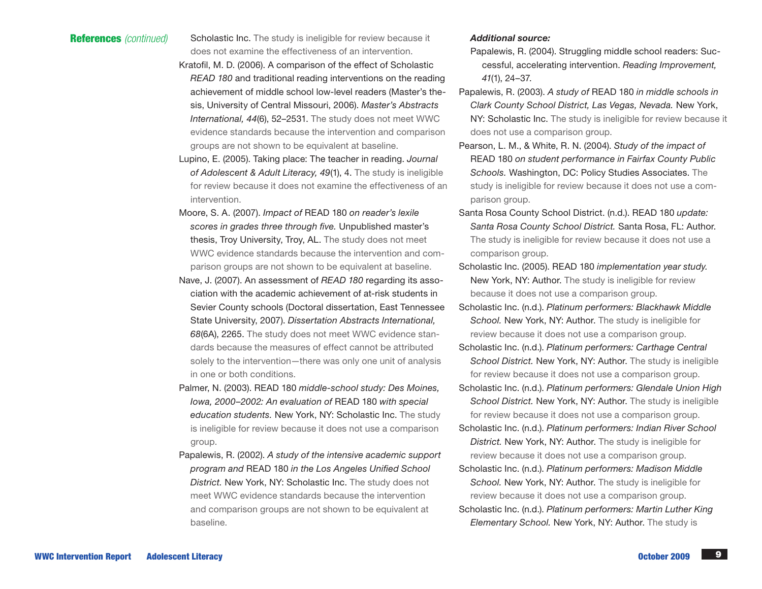## References *(continued)*

Scholastic Inc. The study is ineligible for review because it does not examine the effectiveness of an intervention.

Kratofil, M. D. (2006). A comparison of the effect of Scholastic *READ 180* and traditional reading interventions on the reading achievement of middle school low-level readers (Master's thesis, University of Central Missouri, 2006). *Master's Abstracts International, 44*(6), 52–2531. The study does not meet WWC evidence standards because the intervention and comparison groups are not shown to be equivalent at baseline.

Lupino, E. (2005). Taking place: The teacher in reading. *Journal of Adolescent & Adult Literacy, 49*(1), 4. The study is ineligible for review because it does not examine the effectiveness of an intervention.

Moore, S. A. (2007). *Impact of* READ 180 *on reader's lexile scores in grades three through five.* Unpublished master's thesis, Troy University, Troy, AL. The study does not meet WWC evidence standards because the intervention and comparison groups are not shown to be equivalent at baseline.

Nave, J. (2007). An assessment of *READ 180* regarding its association with the academic achievement of at-risk students in Sevier County schools (Doctoral dissertation, East Tennessee State University, 2007). *Dissertation Abstracts International, 68*(6A), 2265. The study does not meet WWC evidence standards because the measures of effect cannot be attributed solely to the intervention—there was only one unit of analysis in one or both conditions.

Palmer, N. (2003). READ 180 *middle-school study: Des Moines, Iowa, 2000–2002: An evaluation of* READ 180 *with special education students.* New York, NY: Scholastic Inc. The study is ineligible for review because it does not use a comparison group.

Papalewis, R. (2002). *A study of the intensive academic support program and* READ 180 *in the Los Angeles Unified School District.* New York, NY: Scholastic Inc. The study does not meet WWC evidence standards because the intervention and comparison groups are not shown to be equivalent at baseline.

***Additional source:***

Papalewis, R. (2004). Struggling middle school readers: Successful, accelerating intervention. *Reading Improvement, 41*(1), 24–37.

Papalewis, R. (2003). *A study of* READ 180 *in middle schools in Clark County School District, Las Vegas, Nevada.* New York, NY: Scholastic Inc. The study is ineligible for review because it does not use a comparison group.

Pearson, L. M., & White, R. N. (2004). *Study of the impact of* READ 180 *on student performance in Fairfax County Public Schools.* Washington, DC: Policy Studies Associates. The study is ineligible for review because it does not use a comparison group.

Santa Rosa County School District. (n.d.). READ 180 *update: Santa Rosa County School District.* Santa Rosa, FL: Author. The study is ineligible for review because it does not use a comparison group.

Scholastic Inc. (2005). READ 180 *implementation year study.* New York, NY: Author. The study is ineligible for review because it does not use a comparison group.

Scholastic Inc. (n.d.). *Platinum performers: Blackhawk Middle School.* New York, NY: Author. The study is ineligible for review because it does not use a comparison group.

Scholastic Inc. (n.d.). *Platinum performers: Carthage Central School District.* New York, NY: Author. The study is ineligible for review because it does not use a comparison group.

Scholastic Inc. (n.d.). *Platinum performers: Glendale Union High School District.* New York, NY: Author. The study is ineligible for review because it does not use a comparison group.

Scholastic Inc. (n.d.). *Platinum performers: Indian River School District.* New York, NY: Author. The study is ineligible for review because it does not use a comparison group.

Scholastic Inc. (n.d.). *Platinum performers: Madison Middle School.* New York, NY: Author. The study is ineligible for review because it does not use a comparison group.

Scholastic Inc. (n.d.). *Platinum performers: Martin Luther King Elementary School.* New York, NY: Author. The study is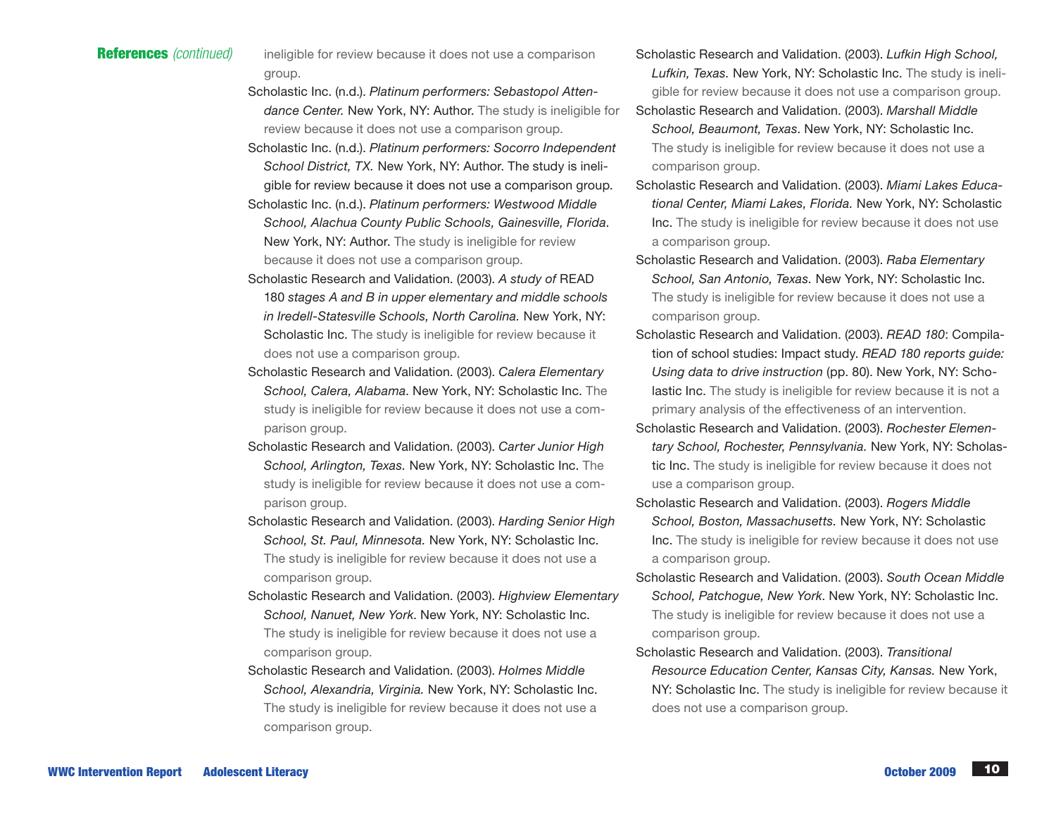**References** *(continued)*

ineligible for review because it does not use a comparison group.

Scholastic Inc. (n.d.). *Platinum performers: Sebastopol Attendance Center.* New York, NY: Author. The study is ineligible for review because it does not use a comparison group.

Scholastic Inc. (n.d.). *Platinum performers: Socorro Independent School District, TX.* New York, NY: Author. The study is ineligible for review because it does not use a comparison group.

Scholastic Inc. (n.d.). *Platinum performers: Westwood Middle School, Alachua County Public Schools, Gainesville, Florida*. New York, NY: Author. The study is ineligible for review because it does not use a comparison group.

Scholastic Research and Validation. (2003). *A study of* READ 180 *stages A and B in upper elementary and middle schools in Iredell-Statesville Schools, North Carolina.* New York, NY: Scholastic Inc. The study is ineligible for review because it does not use a comparison group.

Scholastic Research and Validation. (2003). *Calera Elementary School, Calera, Alabama*. New York, NY: Scholastic Inc. The study is ineligible for review because it does not use a comparison group.

Scholastic Research and Validation. (2003). *Carter Junior High School, Arlington, Texas.* New York, NY: Scholastic Inc. The study is ineligible for review because it does not use a comparison group.

Scholastic Research and Validation. (2003). *Harding Senior High School, St. Paul, Minnesota.* New York, NY: Scholastic Inc. The study is ineligible for review because it does not use a comparison group.

Scholastic Research and Validation. (2003). *Highview Elementary School, Nanuet, New York*. New York, NY: Scholastic Inc. The study is ineligible for review because it does not use a comparison group.

Scholastic Research and Validation. (2003). *Holmes Middle School, Alexandria, Virginia.* New York, NY: Scholastic Inc. The study is ineligible for review because it does not use a comparison group.

Scholastic Research and Validation. (2003). *Lufkin High School, Lufkin, Texas.* New York, NY: Scholastic Inc. The study is ineligible for review because it does not use a comparison group.

Scholastic Research and Validation. (2003). *Marshall Middle School, Beaumont, Texas*. New York, NY: Scholastic Inc. The study is ineligible for review because it does not use a comparison group.

Scholastic Research and Validation. (2003). *Miami Lakes Educational Center, Miami Lakes, Florida.* New York, NY: Scholastic Inc. The study is ineligible for review because it does not use a comparison group.

Scholastic Research and Validation. (2003). *Raba Elementary School, San Antonio, Texas.* New York, NY: Scholastic Inc. The study is ineligible for review because it does not use a comparison group.

Scholastic Research and Validation. (2003). *READ 180*: Compilation of school studies: Impact study. *READ 180 reports guide: Using data to drive instruction* (pp. 80). New York, NY: Scholastic Inc. The study is ineligible for review because it is not a primary analysis of the effectiveness of an intervention.

Scholastic Research and Validation. (2003). *Rochester Elementary School, Rochester, Pennsylvania.* New York, NY: Scholastic Inc. The study is ineligible for review because it does not use a comparison group.

Scholastic Research and Validation. (2003). *Rogers Middle School, Boston, Massachusetts.* New York, NY: Scholastic Inc. The study is ineligible for review because it does not use a comparison group.

Scholastic Research and Validation. (2003). *South Ocean Middle School, Patchogue, New York*. New York, NY: Scholastic Inc. The study is ineligible for review because it does not use a comparison group.

Scholastic Research and Validation. (2003). *Transitional Resource Education Center, Kansas City, Kansas.* New York, NY: Scholastic Inc. The study is ineligible for review because it does not use a comparison group.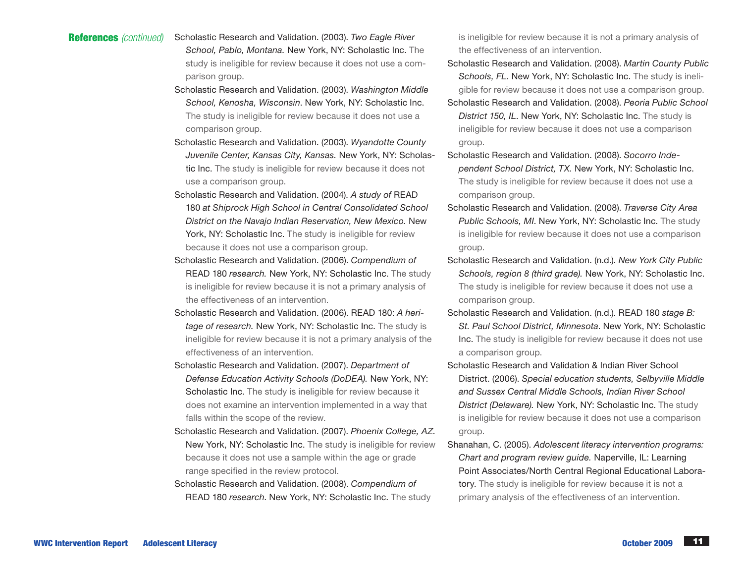**References** *(continued)*

Scholastic Research and Validation. (2003). *Two Eagle River School, Pablo, Montana.* New York, NY: Scholastic Inc. The study is ineligible for review because it does not use a comparison group.

Scholastic Research and Validation. (2003). *Washington Middle School, Kenosha, Wisconsin*. New York, NY: Scholastic Inc. The study is ineligible for review because it does not use a comparison group.

Scholastic Research and Validation. (2003). *Wyandotte County Juvenile Center, Kansas City, Kansas.* New York, NY: Scholastic Inc. The study is ineligible for review because it does not use a comparison group.

Scholastic Research and Validation. (2004). *A study of* READ 180 *at Shiprock High School in Central Consolidated School District on the Navajo Indian Reservation, New Mexico.* New York, NY: Scholastic Inc. The study is ineligible for review because it does not use a comparison group.

Scholastic Research and Validation. (2006). *Compendium of* READ 180 *research.* New York, NY: Scholastic Inc. The study is ineligible for review because it is not a primary analysis of the effectiveness of an intervention.

Scholastic Research and Validation. (2006). READ 180: *A heritage of research.* New York, NY: Scholastic Inc. The study is ineligible for review because it is not a primary analysis of the effectiveness of an intervention.

Scholastic Research and Validation. (2007). *Department of Defense Education Activity Schools (DoDEA).* New York, NY: Scholastic Inc. The study is ineligible for review because it does not examine an intervention implemented in a way that falls within the scope of the review.

Scholastic Research and Validation. (2007). *Phoenix College, AZ.* New York, NY: Scholastic Inc. The study is ineligible for review because it does not use a sample within the age or grade range specified in the review protocol.

Scholastic Research and Validation. (2008). *Compendium of* READ 180 *research*. New York, NY: Scholastic Inc. The study is ineligible for review because it is not a primary analysis of the effectiveness of an intervention.

Scholastic Research and Validation. (2008). *Martin County Public Schools, FL.* New York, NY: Scholastic Inc. The study is ineligible for review because it does not use a comparison group.

Scholastic Research and Validation. (2008). *Peoria Public School District 150, IL*. New York, NY: Scholastic Inc. The study is ineligible for review because it does not use a comparison group.

Scholastic Research and Validation. (2008). *Socorro Independent School District, TX.* New York, NY: Scholastic Inc. The study is ineligible for review because it does not use a comparison group.

Scholastic Research and Validation. (2008). *Traverse City Area Public Schools, MI*. New York, NY: Scholastic Inc. The study is ineligible for review because it does not use a comparison group.

Scholastic Research and Validation. (n.d.). *New York City Public Schools, region 8 (third grade).* New York, NY: Scholastic Inc. The study is ineligible for review because it does not use a comparison group.

Scholastic Research and Validation. (n.d.). READ 180 *stage B: St. Paul School District, Minnesota*. New York, NY: Scholastic Inc. The study is ineligible for review because it does not use a comparison group.

Scholastic Research and Validation & Indian River School District. (2006). *Special education students, Selbyville Middle and Sussex Central Middle Schools, Indian River School District (Delaware).* New York, NY: Scholastic Inc. The study is ineligible for review because it does not use a comparison group.

Shanahan, C. (2005). *Adolescent literacy intervention programs: Chart and program review guide.* Naperville, IL: Learning Point Associates/North Central Regional Educational Laboratory. The study is ineligible for review because it is not a primary analysis of the effectiveness of an intervention.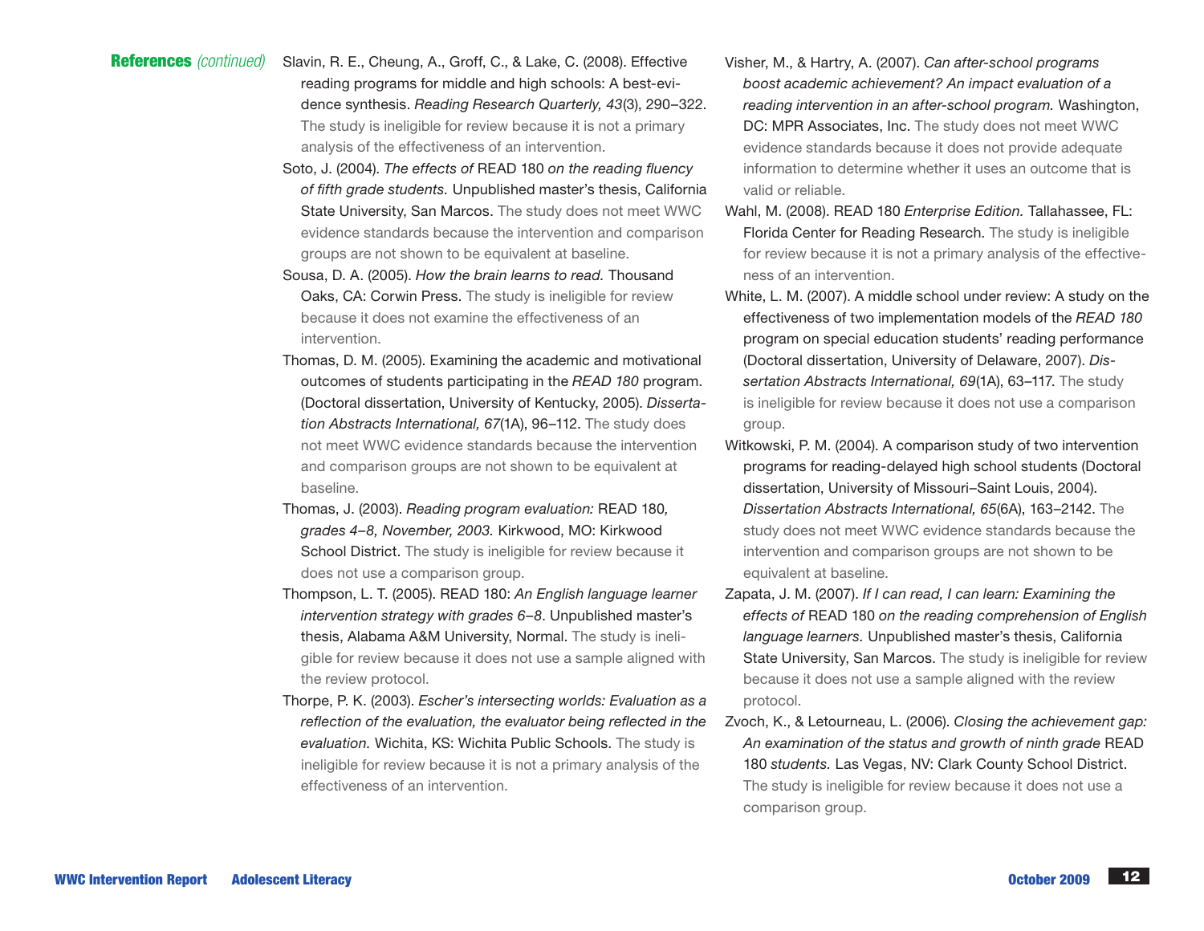**References** *(continued)*

Slavin, R. E., Cheung, A., Groff, C., & Lake, C. (2008). Effective reading programs for middle and high schools: A best-evidence synthesis. *Reading Research Quarterly, 43*(3), 290–322. The study is ineligible for review because it is not a primary analysis of the effectiveness of an intervention.

Soto, J. (2004). *The effects of* READ 180 *on the reading fluency of fifth grade students.* Unpublished master's thesis, California State University, San Marcos. The study does not meet WWC evidence standards because the intervention and comparison groups are not shown to be equivalent at baseline.

Sousa, D. A. (2005). *How the brain learns to read.* Thousand Oaks, CA: Corwin Press. The study is ineligible for review because it does not examine the effectiveness of an intervention.

Thomas, D. M. (2005). Examining the academic and motivational outcomes of students participating in the *READ 180* program. (Doctoral dissertation, University of Kentucky, 2005). *Dissertation Abstracts International, 67*(1A), 96–112. The study does not meet WWC evidence standards because the intervention and comparison groups are not shown to be equivalent at baseline.

Thomas, J. (2003). *Reading program evaluation:* READ 180*, grades 4–8, November, 2003.* Kirkwood, MO: Kirkwood School District. The study is ineligible for review because it does not use a comparison group.

Thompson, L. T. (2005). READ 180: *An English language learner intervention strategy with grades 6–8*. Unpublished master's thesis, Alabama A&M University, Normal. The study is ineligible for review because it does not use a sample aligned with the review protocol.

Thorpe, P. K. (2003). *Escher's intersecting worlds: Evaluation as a reflection of the evaluation, the evaluator being reflected in the evaluation.* Wichita, KS: Wichita Public Schools. The study is ineligible for review because it is not a primary analysis of the effectiveness of an intervention.

Visher, M., & Hartry, A. (2007). *Can after-school programs boost academic achievement? An impact evaluation of a reading intervention in an after-school program.* Washington, DC: MPR Associates, Inc. The study does not meet WWC evidence standards because it does not provide adequate information to determine whether it uses an outcome that is valid or reliable.

Wahl, M. (2008). READ 180 *Enterprise Edition.* Tallahassee, FL: Florida Center for Reading Research. The study is ineligible for review because it is not a primary analysis of the effectiveness of an intervention.

White, L. M. (2007). A middle school under review: A study on the effectiveness of two implementation models of the *READ 180* program on special education students' reading performance (Doctoral dissertation, University of Delaware, 2007). *Dissertation Abstracts International, 69*(1A), 63–117. The study is ineligible for review because it does not use a comparison group.

Witkowski, P. M. (2004). A comparison study of two intervention programs for reading-delayed high school students (Doctoral dissertation, University of Missouri–Saint Louis, 2004). *Dissertation Abstracts International, 65*(6A), 163–2142. The study does not meet WWC evidence standards because the intervention and comparison groups are not shown to be equivalent at baseline.

Zapata, J. M. (2007). *If I can read, I can learn: Examining the effects of* READ 180 *on the reading comprehension of English language learners.* Unpublished master's thesis, California State University, San Marcos. The study is ineligible for review because it does not use a sample aligned with the review protocol.

Zvoch, K., & Letourneau, L. (2006). *Closing the achievement gap: An examination of the status and growth of ninth grade* READ 180 *students.* Las Vegas, NV: Clark County School District. The study is ineligible for review because it does not use a comparison group.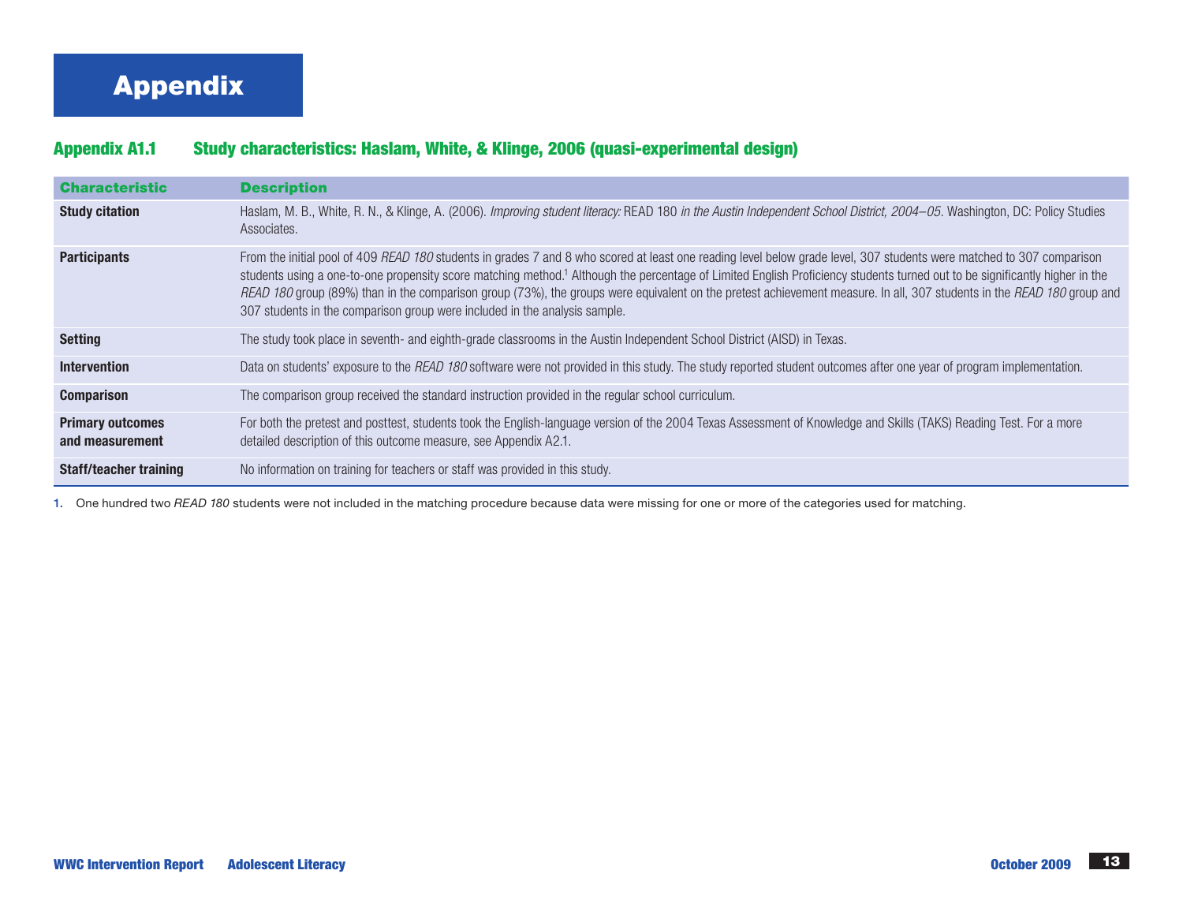# Appendix

## Appendix A1.1 Study characteristics: Haslam, White, & Klinge, 2006 (quasi-experimental design)

| Characteristic | Description |
|---|---|
| **Study citation** | Haslam, M. B., White, R. N., & Klinge, A. (2006). *Improving student literacy:* READ 180 *in the Austin Independent School District, 2004–05*. Washington, DC: Policy Studies Associates. |
| **Participants** | From the initial pool of 409 *READ 180* students in grades 7 and 8 who scored at least one reading level below grade level, 307 students were matched to 307 comparison students using a one-to-one propensity score matching method.[1] Although the percentage of Limited English Proficiency students turned out to be significantly higher in the *READ 180* group (89%) than in the comparison group (73%), the groups were equivalent on the pretest achievement measure. In all, 307 students in the *READ 180* group and 307 students in the comparison group were included in the analysis sample. |
| **Setting** | The study took place in seventh- and eighth-grade classrooms in the Austin Independent School District (AISD) in Texas. |
| **Intervention** | Data on students' exposure to the *READ 180* software were not provided in this study. The study reported student outcomes after one year of program implementation. |
| **Comparison** | The comparison group received the standard instruction provided in the regular school curriculum. |
| **Primary outcomes and measurement** | For both the pretest and posttest, students took the English-language version of the 2004 Texas Assessment of Knowledge and Skills (TAKS) Reading Test. For a more detailed description of this outcome measure, see Appendix A2.1. |
| **Staff/teacher training** | No information on training for teachers or staff was provided in this study. |

1. One hundred two *READ 180* students were not included in the matching procedure because data were missing for one or more of the categories used for matching.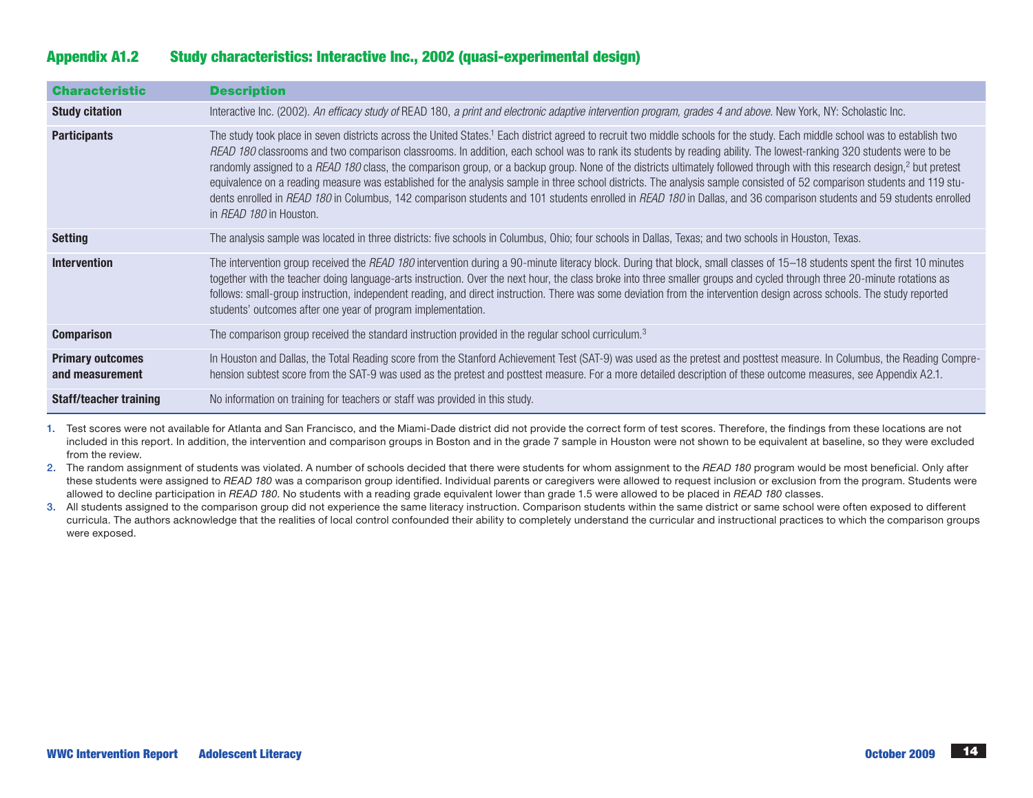## Appendix A1.2 Study characteristics: Interactive Inc., 2002 (quasi-experimental design)

| Characteristic | Description |
|---|---|
| **Study citation** | Interactive Inc. (2002). *An efficacy study of* READ 180, *a print and electronic adaptive intervention program, grades 4 and above*. New York, NY: Scholastic Inc. |
| **Participants** | The study took place in seven districts across the United States.[1] Each district agreed to recruit two middle schools for the study. Each middle school was to establish two *READ 180* classrooms and two comparison classrooms. In addition, each school was to rank its students by reading ability. The lowest-ranking 320 students were to be randomly assigned to a *READ 180* class, the comparison group, or a backup group. None of the districts ultimately followed through with this research design,[2] but pretest equivalence on a reading measure was established for the analysis sample in three school districts. The analysis sample consisted of 52 comparison students and 119 students enrolled in *READ 180* in Columbus, 142 comparison students and 101 students enrolled in *READ 180* in Dallas, and 36 comparison students and 59 students enrolled in *READ 180* in Houston. |
| **Setting** | The analysis sample was located in three districts: five schools in Columbus, Ohio; four schools in Dallas, Texas; and two schools in Houston, Texas. |
| **Intervention** | The intervention group received the *READ 180* intervention during a 90-minute literacy block. During that block, small classes of 15–18 students spent the first 10 minutes together with the teacher doing language-arts instruction. Over the next hour, the class broke into three smaller groups and cycled through three 20-minute rotations as follows: small-group instruction, independent reading, and direct instruction. There was some deviation from the intervention design across schools. The study reported students' outcomes after one year of program implementation. |
| **Comparison** | The comparison group received the standard instruction provided in the regular school curriculum.[3] |
| **Primary outcomes and measurement** | In Houston and Dallas, the Total Reading score from the Stanford Achievement Test (SAT-9) was used as the pretest and posttest measure. In Columbus, the Reading Comprehension subtest score from the SAT-9 was used as the pretest and posttest measure. For a more detailed description of these outcome measures, see Appendix A2.1. |
| **Staff/teacher training** | No information on training for teachers or staff was provided in this study. |

1. Test scores were not available for Atlanta and San Francisco, and the Miami-Dade district did not provide the correct form of test scores. Therefore, the findings from these locations are not included in this report. In addition, the intervention and comparison groups in Boston and in the grade 7 sample in Houston were not shown to be equivalent at baseline, so they were excluded from the review.
2. The random assignment of students was violated. A number of schools decided that there were students for whom assignment to the *READ 180* program would be most beneficial. Only after these students were assigned to *READ 180* was a comparison group identified. Individual parents or caregivers were allowed to request inclusion or exclusion from the program. Students were allowed to decline participation in *READ 180*. No students with a reading grade equivalent lower than grade 1.5 were allowed to be placed in *READ 180* classes.
3. All students assigned to the comparison group did not experience the same literacy instruction. Comparison students within the same district or same school were often exposed to different curricula. The authors acknowledge that the realities of local control confounded their ability to completely understand the curricular and instructional practices to which the comparison groups were exposed.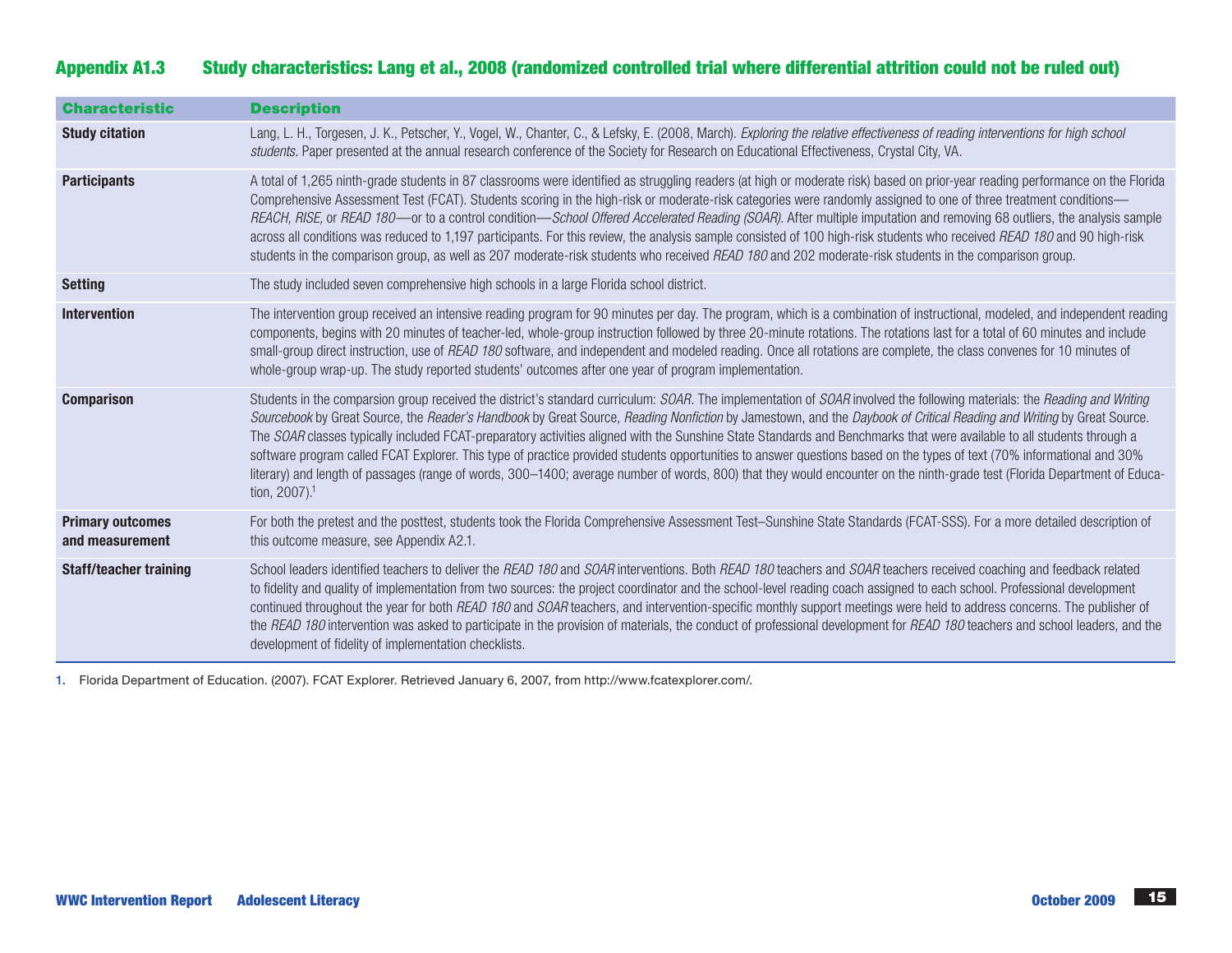## Appendix A1.3 Study characteristics: Lang et al., 2008 (randomized controlled trial where differential attrition could not be ruled out)

| Characteristic | Description |
|---|---|
| **Study citation** | Lang, L. H., Torgesen, J. K., Petscher, Y., Vogel, W., Chanter, C., & Lefsky, E. (2008, March). *Exploring the relative effectiveness of reading interventions for high school students*. Paper presented at the annual research conference of the Society for Research on Educational Effectiveness, Crystal City, VA. |
| **Participants** | A total of 1,265 ninth-grade students in 87 classrooms were identified as struggling readers (at high or moderate risk) based on prior-year reading performance on the Florida Comprehensive Assessment Test (FCAT). Students scoring in the high-risk or moderate-risk categories were randomly assigned to one of three treatment conditions—*REACH, RISE,* or *READ 180*—or to a control condition—*School Offered Accelerated Reading (SOAR)*. After multiple imputation and removing 68 outliers, the analysis sample across all conditions was reduced to 1,197 participants. For this review, the analysis sample consisted of 100 high-risk students who received *READ 180* and 90 high-risk students in the comparison group, as well as 207 moderate-risk students who received *READ 180* and 202 moderate-risk students in the comparison group. |
| **Setting** | The study included seven comprehensive high schools in a large Florida school district. |
| **Intervention** | The intervention group received an intensive reading program for 90 minutes per day. The program, which is a combination of instructional, modeled, and independent reading components, begins with 20 minutes of teacher-led, whole-group instruction followed by three 20-minute rotations. The rotations last for a total of 60 minutes and include small-group direct instruction, use of *READ 180* software, and independent and modeled reading. Once all rotations are complete, the class convenes for 10 minutes of whole-group wrap-up. The study reported students' outcomes after one year of program implementation. |
| **Comparison** | Students in the comparsion group received the district's standard curriculum: *SOAR*. The implementation of *SOAR* involved the following materials: the *Reading and Writing Sourcebook* by Great Source, the *Reader's Handbook* by Great Source, *Reading Nonfiction* by Jamestown, and the *Daybook of Critical Reading and Writing* by Great Source. The *SOAR* classes typically included FCAT-preparatory activities aligned with the Sunshine State Standards and Benchmarks that were available to all students through a software program called FCAT Explorer. This type of practice provided students opportunities to answer questions based on the types of text (70% informational and 30% literary) and length of passages (range of words, 300–1400; average number of words, 800) that they would encounter on the ninth-grade test (Florida Department of Education, 2007).[1] |
| **Primary outcomes and measurement** | For both the pretest and the posttest, students took the Florida Comprehensive Assessment Test–Sunshine State Standards (FCAT-SSS). For a more detailed description of this outcome measure, see Appendix A2.1. |
| **Staff/teacher training** | School leaders identified teachers to deliver the *READ 180* and *SOAR* interventions. Both *READ 180* teachers and *SOAR* teachers received coaching and feedback related to fidelity and quality of implementation from two sources: the project coordinator and the school-level reading coach assigned to each school. Professional development continued throughout the year for both *READ 180* and *SOAR* teachers, and intervention-specific monthly support meetings were held to address concerns. The publisher of the *READ 180* intervention was asked to participate in the provision of materials, the conduct of professional development for *READ 180* teachers and school leaders, and the development of fidelity of implementation checklists. |

1. Florida Department of Education. (2007). FCAT Explorer. Retrieved January 6, 2007, from http://www.fcatexplorer.com/.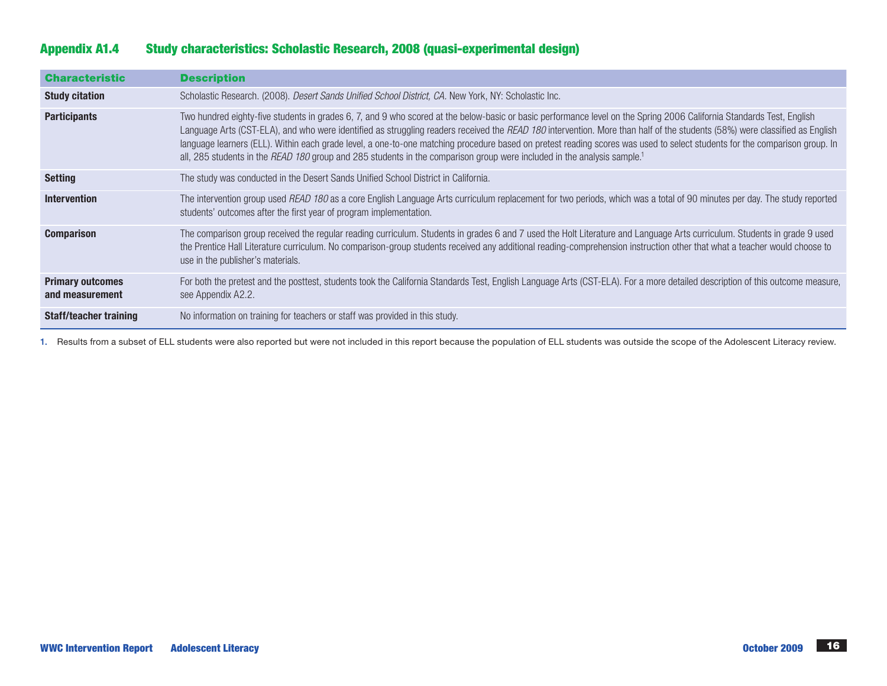## Appendix A1.4 Study characteristics: Scholastic Research, 2008 (quasi-experimental design)

| Characteristic | Description |
|---|---|
| **Study citation** | Scholastic Research. (2008). *Desert Sands Unified School District, CA*. New York, NY: Scholastic Inc. |
| **Participants** | Two hundred eighty-five students in grades 6, 7, and 9 who scored at the below-basic or basic performance level on the Spring 2006 California Standards Test, English Language Arts (CST-ELA), and who were identified as struggling readers received the *READ 180* intervention. More than half of the students (58%) were classified as English language learners (ELL). Within each grade level, a one-to-one matching procedure based on pretest reading scores was used to select students for the comparison group. In all, 285 students in the *READ 180* group and 285 students in the comparison group were included in the analysis sample.[1] |
| **Setting** | The study was conducted in the Desert Sands Unified School District in California. |
| **Intervention** | The intervention group used *READ 180* as a core English Language Arts curriculum replacement for two periods, which was a total of 90 minutes per day. The study reported students' outcomes after the first year of program implementation. |
| **Comparison** | The comparison group received the regular reading curriculum. Students in grades 6 and 7 used the Holt Literature and Language Arts curriculum. Students in grade 9 used the Prentice Hall Literature curriculum. No comparison-group students received any additional reading-comprehension instruction other that what a teacher would choose to use in the publisher's materials. |
| **Primary outcomes and measurement** | For both the pretest and the posttest, students took the California Standards Test, English Language Arts (CST-ELA). For a more detailed description of this outcome measure, see Appendix A2.2. |
| **Staff/teacher training** | No information on training for teachers or staff was provided in this study. |

1. Results from a subset of ELL students were also reported but were not included in this report because the population of ELL students was outside the scope of the Adolescent Literacy review.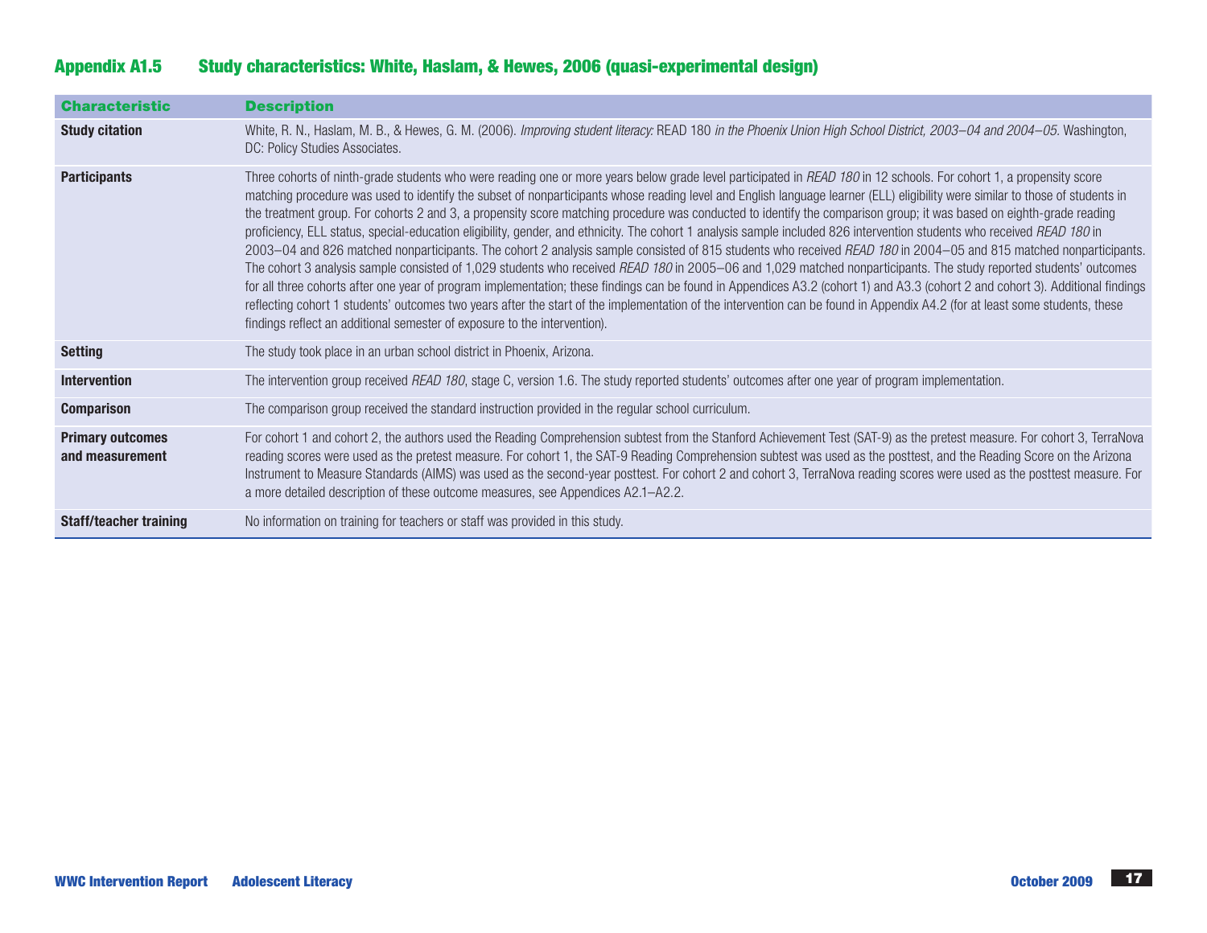## Appendix A1.5 Study characteristics: White, Haslam, & Hewes, 2006 (quasi-experimental design)

| Characteristic | Description |
|---|---|
| **Study citation** | White, R. N., Haslam, M. B., & Hewes, G. M. (2006). *Improving student literacy:* READ 180 *in the Phoenix Union High School District, 2003–04 and 2004–05*. Washington, DC: Policy Studies Associates. |
| **Participants** | Three cohorts of ninth-grade students who were reading one or more years below grade level participated in *READ 180* in 12 schools. For cohort 1, a propensity score matching procedure was used to identify the subset of nonparticipants whose reading level and English language learner (ELL) eligibility were similar to those of students in the treatment group. For cohorts 2 and 3, a propensity score matching procedure was conducted to identify the comparison group; it was based on eighth-grade reading proficiency, ELL status, special-education eligibility, gender, and ethnicity. The cohort 1 analysis sample included 826 intervention students who received *READ 180* in 2003–04 and 826 matched nonparticipants. The cohort 2 analysis sample consisted of 815 students who received *READ 180* in 2004–05 and 815 matched nonparticipants. The cohort 3 analysis sample consisted of 1,029 students who received *READ 180* in 2005–06 and 1,029 matched nonparticipants. The study reported students' outcomes for all three cohorts after one year of program implementation; these findings can be found in Appendices A3.2 (cohort 1) and A3.3 (cohort 2 and cohort 3). Additional findings reflecting cohort 1 students' outcomes two years after the start of the implementation of the intervention can be found in Appendix A4.2 (for at least some students, these findings reflect an additional semester of exposure to the intervention). |
| **Setting** | The study took place in an urban school district in Phoenix, Arizona. |
| **Intervention** | The intervention group received *READ 180*, stage C, version 1.6. The study reported students' outcomes after one year of program implementation. |
| **Comparison** | The comparison group received the standard instruction provided in the regular school curriculum. |
| **Primary outcomes and measurement** | For cohort 1 and cohort 2, the authors used the Reading Comprehension subtest from the Stanford Achievement Test (SAT-9) as the pretest measure. For cohort 3, TerraNova reading scores were used as the pretest measure. For cohort 1, the SAT-9 Reading Comprehension subtest was used as the posttest, and the Reading Score on the Arizona Instrument to Measure Standards (AIMS) was used as the second-year posttest. For cohort 2 and cohort 3, TerraNova reading scores were used as the posttest measure. For a more detailed description of these outcome measures, see Appendices A2.1–A2.2. |
| **Staff/teacher training** | No information on training for teachers or staff was provided in this study. |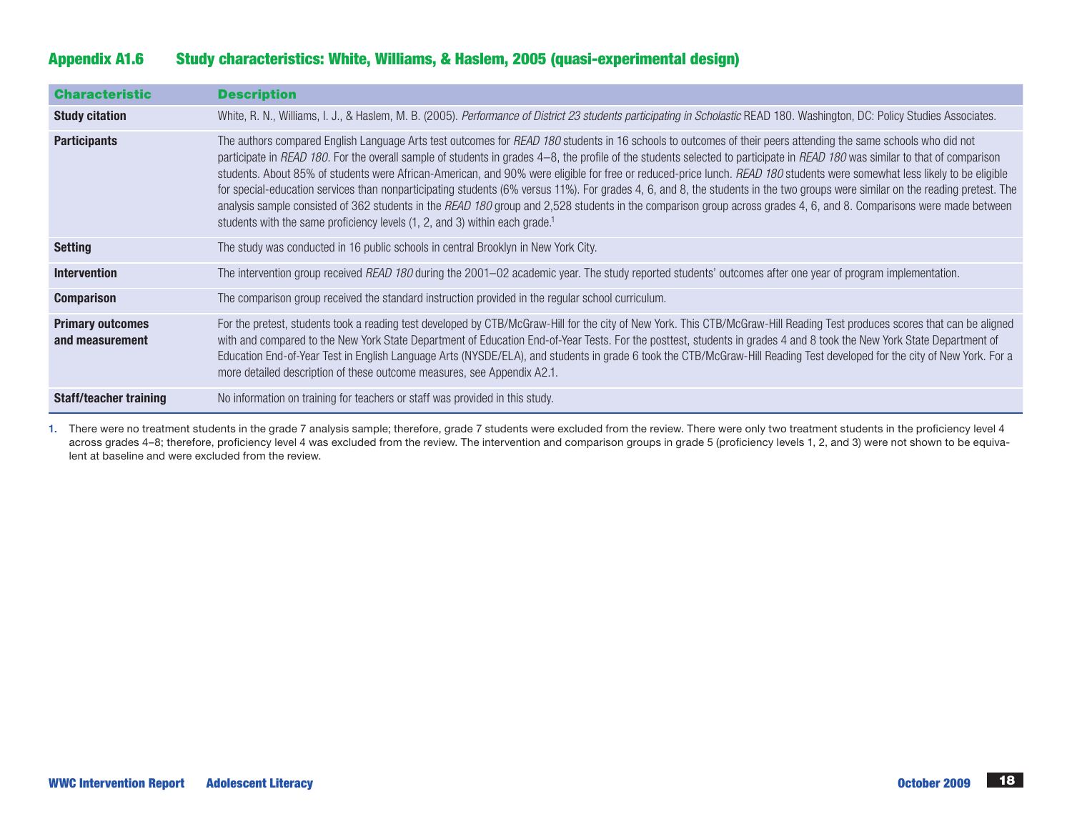## Appendix A1.6 Study characteristics: White, Williams, & Haslem, 2005 (quasi-experimental design)

| Characteristic | Description |
|---|---|
| **Study citation** | White, R. N., Williams, I. J., & Haslem, M. B. (2005). *Performance of District 23 students participating in Scholastic* READ 180. Washington, DC: Policy Studies Associates. |
| **Participants** | The authors compared English Language Arts test outcomes for *READ 180* students in 16 schools to outcomes of their peers attending the same schools who did not participate in *READ 180*. For the overall sample of students in grades 4–8, the profile of the students selected to participate in *READ 180* was similar to that of comparison students. About 85% of students were African-American, and 90% were eligible for free or reduced-price lunch. *READ 180* students were somewhat less likely to be eligible for special-education services than nonparticipating students (6% versus 11%). For grades 4, 6, and 8, the students in the two groups were similar on the reading pretest. The analysis sample consisted of 362 students in the *READ 180* group and 2,528 students in the comparison group across grades 4, 6, and 8. Comparisons were made between students with the same proficiency levels (1, 2, and 3) within each grade.[1] |
| **Setting** | The study was conducted in 16 public schools in central Brooklyn in New York City. |
| **Intervention** | The intervention group received *READ 180* during the 2001–02 academic year. The study reported students' outcomes after one year of program implementation. |
| **Comparison** | The comparison group received the standard instruction provided in the regular school curriculum. |
| **Primary outcomes and measurement** | For the pretest, students took a reading test developed by CTB/McGraw-Hill for the city of New York. This CTB/McGraw-Hill Reading Test produces scores that can be aligned with and compared to the New York State Department of Education End-of-Year Tests. For the posttest, students in grades 4 and 8 took the New York State Department of Education End-of-Year Test in English Language Arts (NYSDE/ELA), and students in grade 6 took the CTB/McGraw-Hill Reading Test developed for the city of New York. For a more detailed description of these outcome measures, see Appendix A2.1. |
| **Staff/teacher training** | No information on training for teachers or staff was provided in this study. |

1. There were no treatment students in the grade 7 analysis sample; therefore, grade 7 students were excluded from the review. There were only two treatment students in the proficiency level 4 across grades 4–8; therefore, proficiency level 4 was excluded from the review. The intervention and comparison groups in grade 5 (proficiency levels 1, 2, and 3) were not shown to be equivalent at baseline and were excluded from the review.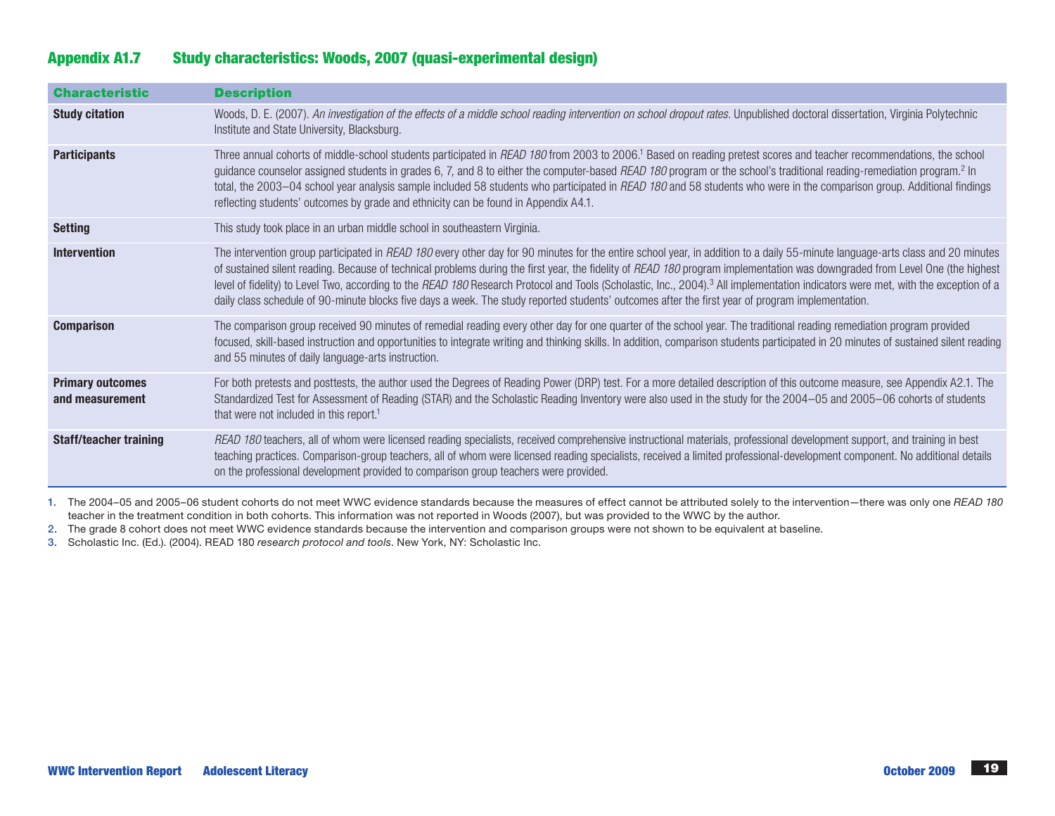## Appendix A1.7 Study characteristics: Woods, 2007 (quasi-experimental design)

| Characteristic | Description |
|---|---|
| **Study citation** | Woods, D. E. (2007). *An investigation of the effects of a middle school reading intervention on school dropout rates*. Unpublished doctoral dissertation, Virginia Polytechnic Institute and State University, Blacksburg. |
| **Participants** | Three annual cohorts of middle-school students participated in *READ 180* from 2003 to 2006.[1] Based on reading pretest scores and teacher recommendations, the school guidance counselor assigned students in grades 6, 7, and 8 to either the computer-based *READ 180* program or the school's traditional reading-remediation program.[2] In total, the 2003–04 school year analysis sample included 58 students who participated in *READ 180* and 58 students who were in the comparison group. Additional findings reflecting students' outcomes by grade and ethnicity can be found in Appendix A4.1. |
| **Setting** | This study took place in an urban middle school in southeastern Virginia. |
| **Intervention** | The intervention group participated in *READ 180* every other day for 90 minutes for the entire school year, in addition to a daily 55-minute language-arts class and 20 minutes of sustained silent reading. Because of technical problems during the first year, the fidelity of *READ 180* program implementation was downgraded from Level One (the highest level of fidelity) to Level Two, according to the *READ 180* Research Protocol and Tools (Scholastic, Inc., 2004).[3] All implementation indicators were met, with the exception of a daily class schedule of 90-minute blocks five days a week. The study reported students' outcomes after the first year of program implementation. |
| **Comparison** | The comparison group received 90 minutes of remedial reading every other day for one quarter of the school year. The traditional reading remediation program provided focused, skill-based instruction and opportunities to integrate writing and thinking skills. In addition, comparison students participated in 20 minutes of sustained silent reading and 55 minutes of daily language-arts instruction. |
| **Primary outcomes and measurement** | For both pretests and posttests, the author used the Degrees of Reading Power (DRP) test. For a more detailed description of this outcome measure, see Appendix A2.1. The Standardized Test for Assessment of Reading (STAR) and the Scholastic Reading Inventory were also used in the study for the 2004–05 and 2005–06 cohorts of students that were not included in this report.[1] |
| **Staff/teacher training** | *READ 180* teachers, all of whom were licensed reading specialists, received comprehensive instructional materials, professional development support, and training in best teaching practices. Comparison-group teachers, all of whom were licensed reading specialists, received a limited professional-development component. No additional details on the professional development provided to comparison group teachers were provided. |

1. The 2004–05 and 2005–06 student cohorts do not meet WWC evidence standards because the measures of effect cannot be attributed solely to the intervention—there was only one *READ 180* teacher in the treatment condition in both cohorts. This information was not reported in Woods (2007), but was provided to the WWC by the author.
2. The grade 8 cohort does not meet WWC evidence standards because the intervention and comparison groups were not shown to be equivalent at baseline.
3. Scholastic Inc. (Ed.). (2004). READ 180 *research protocol and tools*. New York, NY: Scholastic Inc.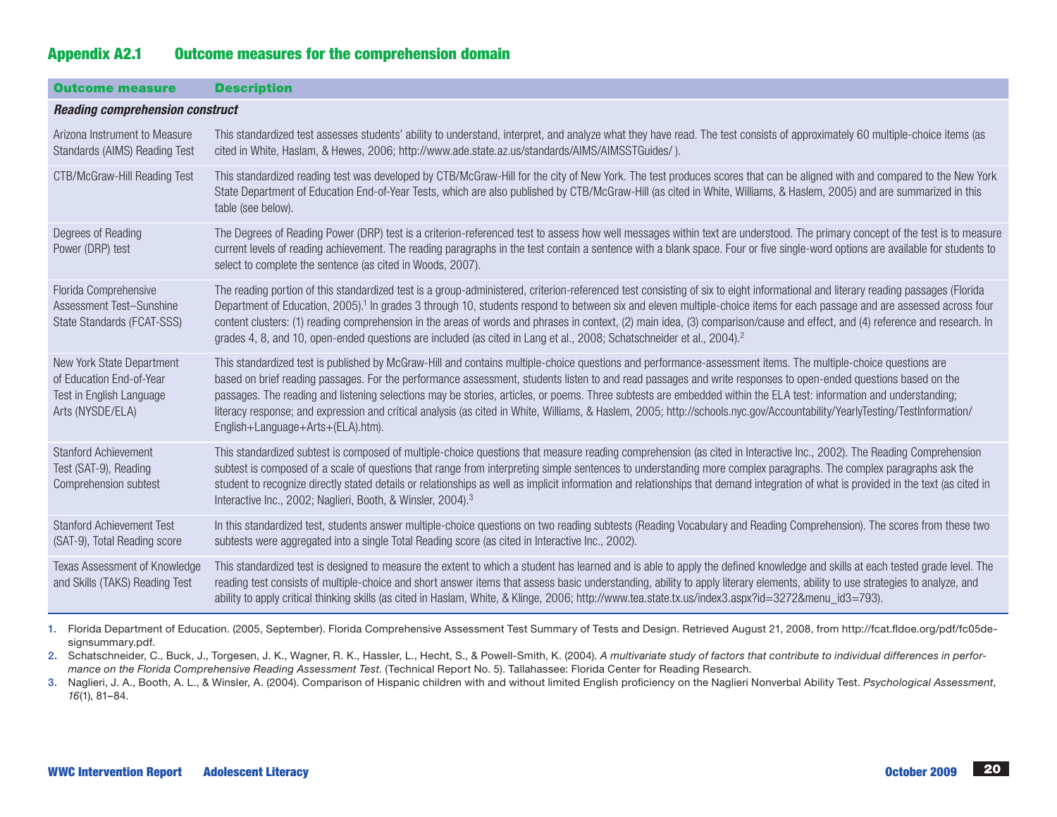## Appendix A2.1 Outcome measures for the comprehension domain

| Outcome measure | Description |
|---|---|
| ***Reading comprehension construct*** | |
| Arizona Instrument to Measure Standards (AIMS) Reading Test | This standardized test assesses students' ability to understand, interpret, and analyze what they have read. The test consists of approximately 60 multiple-choice items (as cited in White, Haslam, & Hewes, 2006; http://www.ade.state.az.us/standards/AIMS/AIMSSTGuides/ ). |
| CTB/McGraw-Hill Reading Test | This standardized reading test was developed by CTB/McGraw-Hill for the city of New York. The test produces scores that can be aligned with and compared to the New York State Department of Education End-of-Year Tests, which are also published by CTB/McGraw-Hill (as cited in White, Williams, & Haslem, 2005) and are summarized in this table (see below). |
| Degrees of Reading Power (DRP) test | The Degrees of Reading Power (DRP) test is a criterion-referenced test to assess how well messages within text are understood. The primary concept of the test is to measure current levels of reading achievement. The reading paragraphs in the test contain a sentence with a blank space. Four or five single-word options are available for students to select to complete the sentence (as cited in Woods, 2007). |
| Florida Comprehensive Assessment Test–Sunshine State Standards (FCAT-SSS) | The reading portion of this standardized test is a group-administered, criterion-referenced test consisting of six to eight informational and literary reading passages (Florida Department of Education, 2005).[1] In grades 3 through 10, students respond to between six and eleven multiple-choice items for each passage and are assessed across four content clusters: (1) reading comprehension in the areas of words and phrases in context, (2) main idea, (3) comparison/cause and effect, and (4) reference and research. In grades 4, 8, and 10, open-ended questions are included (as cited in Lang et al., 2008; Schatschneider et al., 2004).[2] |
| New York State Department of Education End-of-Year Test in English Language Arts (NYSDE/ELA) | This standardized test is published by McGraw-Hill and contains multiple-choice questions and performance-assessment items. The multiple-choice questions are based on brief reading passages. For the performance assessment, students listen to and read passages and write responses to open-ended questions based on the passages. The reading and listening selections may be stories, articles, or poems. Three subtests are embedded within the ELA test: information and understanding; literacy response; and expression and critical analysis (as cited in White, Williams, & Haslem, 2005; http://schools.nyc.gov/Accountability/YearlyTesting/TestInformation/English+Language+Arts+(ELA).htm). |
| Stanford Achievement Test (SAT-9), Reading Comprehension subtest | This standardized subtest is composed of multiple-choice questions that measure reading comprehension (as cited in Interactive Inc., 2002). The Reading Comprehension subtest is composed of a scale of questions that range from interpreting simple sentences to understanding more complex paragraphs. The complex paragraphs ask the student to recognize directly stated details or relationships as well as implicit information and relationships that demand integration of what is provided in the text (as cited in Interactive Inc., 2002; Naglieri, Booth, & Winsler, 2004).[3] |
| Stanford Achievement Test (SAT-9), Total Reading score | In this standardized test, students answer multiple-choice questions on two reading subtests (Reading Vocabulary and Reading Comprehension). The scores from these two subtests were aggregated into a single Total Reading score (as cited in Interactive Inc., 2002). |
| Texas Assessment of Knowledge and Skills (TAKS) Reading Test | This standardized test is designed to measure the extent to which a student has learned and is able to apply the defined knowledge and skills at each tested grade level. The reading test consists of multiple-choice and short answer items that assess basic understanding, ability to apply literary elements, ability to use strategies to analyze, and ability to apply critical thinking skills (as cited in Haslam, White, & Klinge, 2006; http://www.tea.state.tx.us/index3.aspx?id=3272&menu_id3=793). |

1. Florida Department of Education. (2005, September). Florida Comprehensive Assessment Test Summary of Tests and Design. Retrieved August 21, 2008, from http://fcat.fldoe.org/pdf/fc05designsummary.pdf.
2. Schatschneider, C., Buck, J., Torgesen, J. K., Wagner, R. K., Hassler, L., Hecht, S., & Powell-Smith, K. (2004). *A multivariate study of factors that contribute to individual differences in performance on the Florida Comprehensive Reading Assessment Test*. (Technical Report No. 5). Tallahassee: Florida Center for Reading Research.
3. Naglieri, J. A., Booth, A. L., & Winsler, A. (2004). Comparison of Hispanic children with and without limited English proficiency on the Naglieri Nonverbal Ability Test. *Psychological Assessment*, *16*(1), 81–84.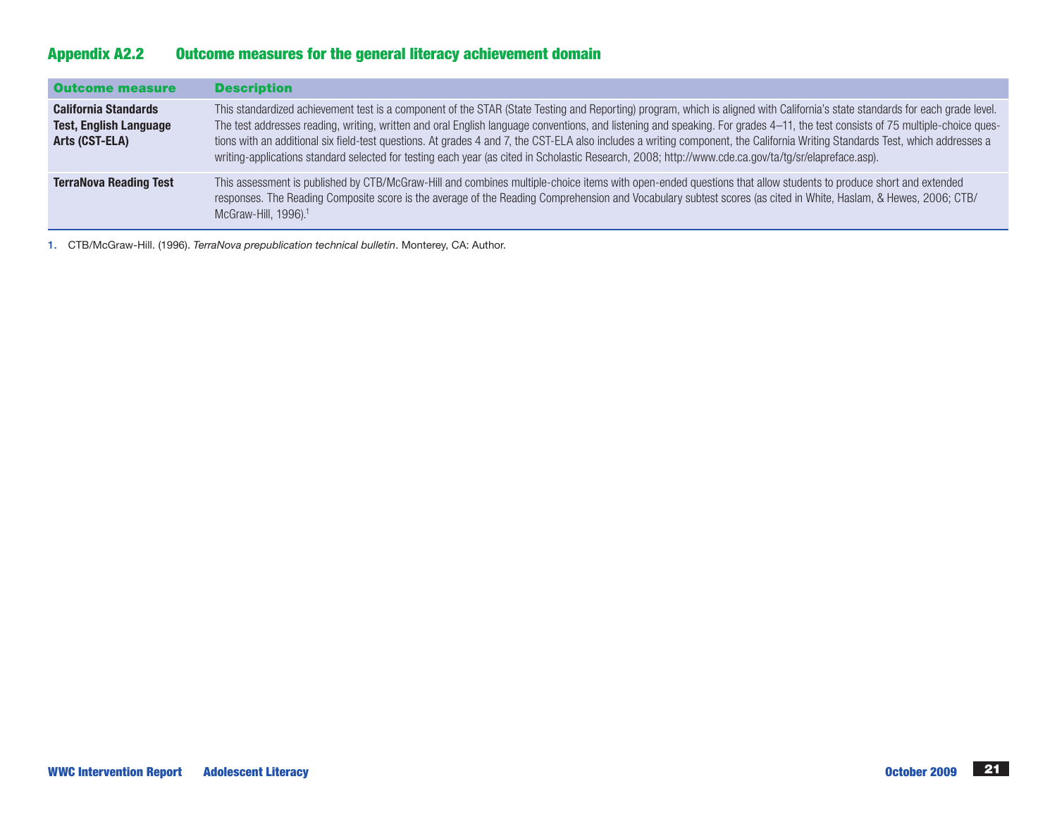## Appendix A2.2 Outcome measures for the general literacy achievement domain

| Outcome measure | Description |
| --- | --- |
| **California Standards Test, English Language Arts (CST-ELA)** | This standardized achievement test is a component of the STAR (State Testing and Reporting) program, which is aligned with California's state standards for each grade level. The test addresses reading, writing, written and oral English language conventions, and listening and speaking. For grades 4–11, the test consists of 75 multiple-choice questions with an additional six field-test questions. At grades 4 and 7, the CST-ELA also includes a writing component, the California Writing Standards Test, which addresses a writing-applications standard selected for testing each year (as cited in Scholastic Research, 2008; http://www.cde.ca.gov/ta/tg/sr/elapreface.asp). |
| **TerraNova Reading Test** | This assessment is published by CTB/McGraw-Hill and combines multiple-choice items with open-ended questions that allow students to produce short and extended responses. The Reading Composite score is the average of the Reading Comprehension and Vocabulary subtest scores (as cited in White, Haslam, & Hewes, 2006; CTB/McGraw-Hill, 1996).[1] |

1. CTB/McGraw-Hill. (1996). *TerraNova prepublication technical bulletin*. Monterey, CA: Author.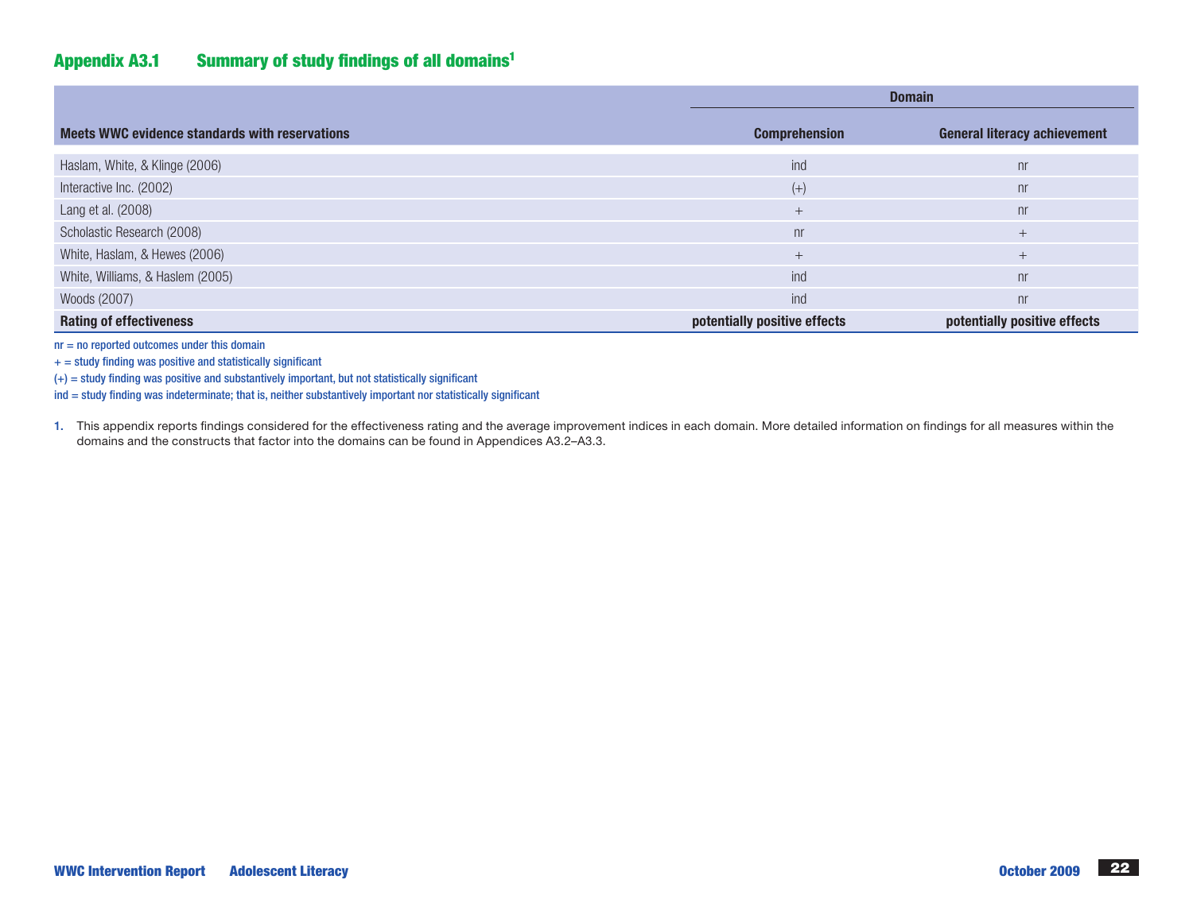## Appendix A3.1 Summary of study findings of all domains[1]

| | Domain | |
|---|---|---|
| **Meets WWC evidence standards with reservations** | **Comprehension** | **General literacy achievement** |
| Haslam, White, & Klinge (2006) | ind | nr |
| Interactive Inc. (2002) | (+) | nr |
| Lang et al. (2008) | + | nr |
| Scholastic Research (2008) | nr | + |
| White, Haslam, & Hewes (2006) | + | + |
| White, Williams, & Haslem (2005) | ind | nr |
| Woods (2007) | ind | nr |
| **Rating of effectiveness** | **potentially positive effects** | **potentially positive effects** |

nr = no reported outcomes under this domain

+ = study finding was positive and statistically significant

(+) = study finding was positive and substantively important, but not statistically significant

ind = study finding was indeterminate; that is, neither substantively important nor statistically significant

1. This appendix reports findings considered for the effectiveness rating and the average improvement indices in each domain. More detailed information on findings for all measures within the domains and the constructs that factor into the domains can be found in Appendices A3.2–A3.3.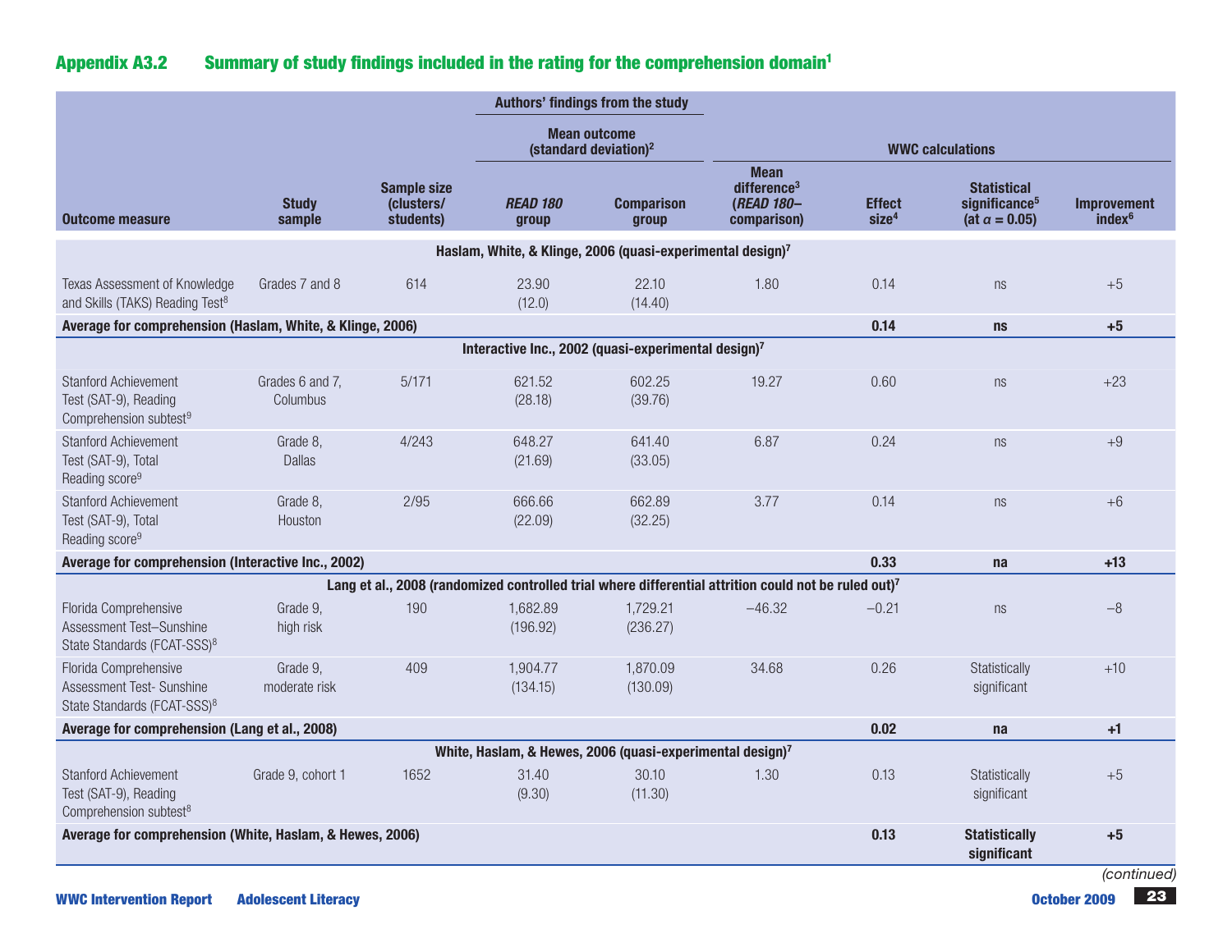## Appendix A3.2 Summary of study findings included in the rating for the comprehension domain[1]

| | | | Authors' findings from the study | | WWC calculations | | | |
|---|---|---|---|---|---|---|---|---|
| | | | Mean outcome (standard deviation)[2] | | | | | |
| Outcome measure | Study sample | Sample size (clusters/ students) | *READ 180* group | Comparison group | Mean difference[3] (*READ 180*– comparison) | Effect size[4] | Statistical significance[5] (at $\alpha = 0.05$) | Improvement index[6] |
| **Haslam, White, & Klinge, 2006 (quasi-experimental design)[7]** | | | | | | | | |
| Texas Assessment of Knowledge and Skills (TAKS) Reading Test[8] | Grades 7 and 8 | 614 | 23.90 (12.0) | 22.10 (14.40) | 1.80 | 0.14 | ns | +5 |
| **Average for comprehension (Haslam, White, & Klinge, 2006)** | | | | | | **0.14** | **ns** | **+5** |
| **Interactive Inc., 2002 (quasi-experimental design)[7]** | | | | | | | | |
| Stanford Achievement Test (SAT-9), Reading Comprehension subtest[9] | Grades 6 and 7, Columbus | 5/171 | 621.52 (28.18) | 602.25 (39.76) | 19.27 | 0.60 | ns | +23 |
| Stanford Achievement Test (SAT-9), Total Reading score[9] | Grade 8, Dallas | 4/243 | 648.27 (21.69) | 641.40 (33.05) | 6.87 | 0.24 | ns | +9 |
| Stanford Achievement Test (SAT-9), Total Reading score[9] | Grade 8, Houston | 2/95 | 666.66 (22.09) | 662.89 (32.25) | 3.77 | 0.14 | ns | +6 |
| **Average for comprehension (Interactive Inc., 2002)** | | | | | | **0.33** | **na** | **+13** |
| **Lang et al., 2008 (randomized controlled trial where differential attrition could not be ruled out)[7]** | | | | | | | | |
| Florida Comprehensive Assessment Test–Sunshine State Standards (FCAT-SSS)[8] | Grade 9, high risk | 190 | 1,682.89 (196.92) | 1,729.21 (236.27) | –46.32 | –0.21 | ns | –8 |
| Florida Comprehensive Assessment Test- Sunshine State Standards (FCAT-SSS)[8] | Grade 9, moderate risk | 409 | 1,904.77 (134.15) | 1,870.09 (130.09) | 34.68 | 0.26 | Statistically significant | +10 |
| **Average for comprehension (Lang et al., 2008)** | | | | | | **0.02** | **na** | **+1** |
| **White, Haslam, & Hewes, 2006 (quasi-experimental design)[7]** | | | | | | | | |
| Stanford Achievement Test (SAT-9), Reading Comprehension subtest[8] | Grade 9, cohort 1 | 1652 | 31.40 (9.30) | 30.10 (11.30) | 1.30 | 0.13 | Statistically significant | +5 |
| **Average for comprehension (White, Haslam, & Hewes, 2006)** | | | | | | **0.13** | **Statistically significant** | **+5** |

*(continued)*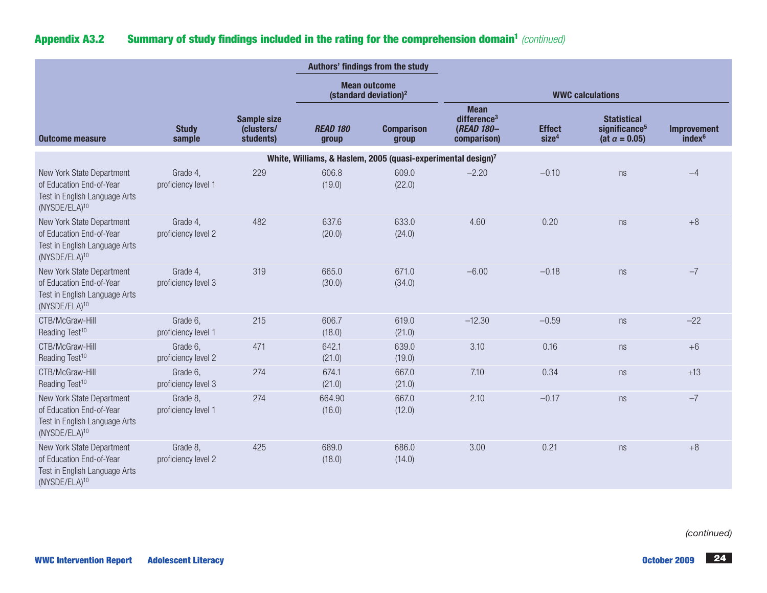## Appendix A3.2 Summary of study findings included in the rating for the comprehension domain[1] *(continued)*

| | | | Authors' findings from the study | | WWC calculations | | | |
|---|---|---|---|---|---|---|---|---|
| | | | Mean outcome (standard deviation)[2] | | | | | |
| Outcome measure | Study sample | Sample size (clusters/ students) | *READ 180* group | Comparison group | Mean difference[3] (*READ 180*– comparison) | Effect size[4] | Statistical significance[5] (at $\alpha = 0.05$) | Improvement index[6] |
| **White, Williams, & Haslem, 2005 (quasi-experimental design)[7]** | | | | | | | | |
| New York State Department of Education End-of-Year Test in English Language Arts (NYSDE/ELA)[10] | Grade 4, proficiency level 1 | 229 | 606.8 (19.0) | 609.0 (22.0) | –2.20 | –0.10 | ns | –4 |
| New York State Department of Education End-of-Year Test in English Language Arts (NYSDE/ELA)[10] | Grade 4, proficiency level 2 | 482 | 637.6 (20.0) | 633.0 (24.0) | 4.60 | 0.20 | ns | +8 |
| New York State Department of Education End-of-Year Test in English Language Arts (NYSDE/ELA)[10] | Grade 4, proficiency level 3 | 319 | 665.0 (30.0) | 671.0 (34.0) | –6.00 | –0.18 | ns | –7 |
| CTB/McGraw-Hill Reading Test[10] | Grade 6, proficiency level 1 | 215 | 606.7 (18.0) | 619.0 (21.0) | –12.30 | –0.59 | ns | –22 |
| CTB/McGraw-Hill Reading Test[10] | Grade 6, proficiency level 2 | 471 | 642.1 (21.0) | 639.0 (19.0) | 3.10 | 0.16 | ns | +6 |
| CTB/McGraw-Hill Reading Test[10] | Grade 6, proficiency level 3 | 274 | 674.1 (21.0) | 667.0 (21.0) | 7.10 | 0.34 | ns | +13 |
| New York State Department of Education End-of-Year Test in English Language Arts (NYSDE/ELA)[10] | Grade 8, proficiency level 1 | 274 | 664.90 (16.0) | 667.0 (12.0) | 2.10 | –0.17 | ns | –7 |
| New York State Department of Education End-of-Year Test in English Language Arts (NYSDE/ELA)[10] | Grade 8, proficiency level 2 | 425 | 689.0 (18.0) | 686.0 (14.0) | 3.00 | 0.21 | ns | +8 |

*(continued)*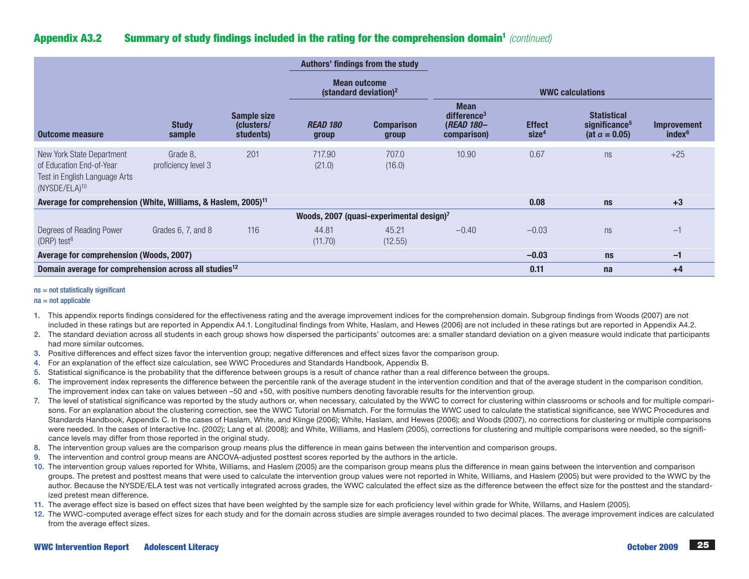## Appendix A3.2 Summary of study findings included in the rating for the comprehension domain[1] *(continued)*

| | | | Authors' findings from the study | | WWC calculations | | | |
|---|---|---|---|---|---|---|---|---|
| | | | Mean outcome (standard deviation)[2] | | | | | |
| Outcome measure | Study sample | Sample size (clusters/ students) | *READ 180* group | Comparison group | Mean difference[3] (*READ 180*– comparison) | Effect size[4] | Statistical significance[5] (at $\alpha = 0.05$) | Improvement index[6] |
| New York State Department of Education End-of-Year Test in English Language Arts (NYSDE/ELA)[10] | Grade 8, proficiency level 3 | 201 | 717.90 (21.0) | 707.0 (16.0) | 10.90 | 0.67 | ns | +25 |
| **Average for comprehension (White, Williams, & Haslem, 2005)[11]** | | | | | | **0.08** | **ns** | **+3** |
| **Woods, 2007 (quasi-experimental design)[7]** | | | | | | | | |
| Degrees of Reading Power (DRP) test[8] | Grades 6, 7, and 8 | 116 | 44.81 (11.70) | 45.21 (12.55) | –0.40 | –0.03 | ns | –1 |
| **Average for comprehension (Woods, 2007)** | | | | | | **–0.03** | **ns** | **–1** |
| **Domain average for comprehension across all studies[12]** | | | | | | **0.11** | **na** | **+4** |

ns = not statistically significant

na = not applicable

1. This appendix reports findings considered for the effectiveness rating and the average improvement indices for the comprehension domain. Subgroup findings from Woods (2007) are not included in these ratings but are reported in Appendix A4.1. Longitudinal findings from White, Haslam, and Hewes (2006) are not included in these ratings but are reported in Appendix A4.2.
2. The standard deviation across all students in each group shows how dispersed the participants' outcomes are: a smaller standard deviation on a given measure would indicate that participants had more similar outcomes.
3. Positive differences and effect sizes favor the intervention group; negative differences and effect sizes favor the comparison group.
4. For an explanation of the effect size calculation, see WWC Procedures and Standards Handbook, Appendix B.
5. Statistical significance is the probability that the difference between groups is a result of chance rather than a real difference between the groups.
6. The improvement index represents the difference between the percentile rank of the average student in the intervention condition and that of the average student in the comparison condition. The improvement index can take on values between –50 and +50, with positive numbers denoting favorable results for the intervention group.
7. The level of statistical significance was reported by the study authors or, when necessary, calculated by the WWC to correct for clustering within classrooms or schools and for multiple comparisons. For an explanation about the clustering correction, see the WWC Tutorial on Mismatch. For the formulas the WWC used to calculate the statistical significance, see WWC Procedures and Standards Handbook, Appendix C. In the cases of Haslam, White, and Klinge (2006); White, Haslam, and Hewes (2006); and Woods (2007), no corrections for clustering or multiple comparisons were needed. In the cases of Interactive Inc. (2002); Lang et al. (2008); and White, Williams, and Haslem (2005), corrections for clustering and multiple comparisons were needed, so the significance levels may differ from those reported in the original study.
8. The intervention group values are the comparison group means plus the difference in mean gains between the intervention and comparison groups.
9. The intervention and control group means are ANCOVA-adjusted posttest scores reported by the authors in the article.
10. The intervention group values reported for White, Williams, and Haslem (2005) are the comparison group means plus the difference in mean gains between the intervention and comparison groups. The pretest and posttest means that were used to calculate the intervention group values were not reported in White, Williams, and Haslem (2005) but were provided to the WWC by the author. Because the NYSDE/ELA test was not vertically integrated across grades, the WWC calculated the effect size as the difference between the effect size for the posttest and the standardized pretest mean difference.
11. The average effect size is based on effect sizes that have been weighted by the sample size for each proficiency level within grade for White, Willams, and Haslem (2005).
12. The WWC-computed average effect sizes for each study and for the domain across studies are simple averages rounded to two decimal places. The average improvement indices are calculated from the average effect sizes.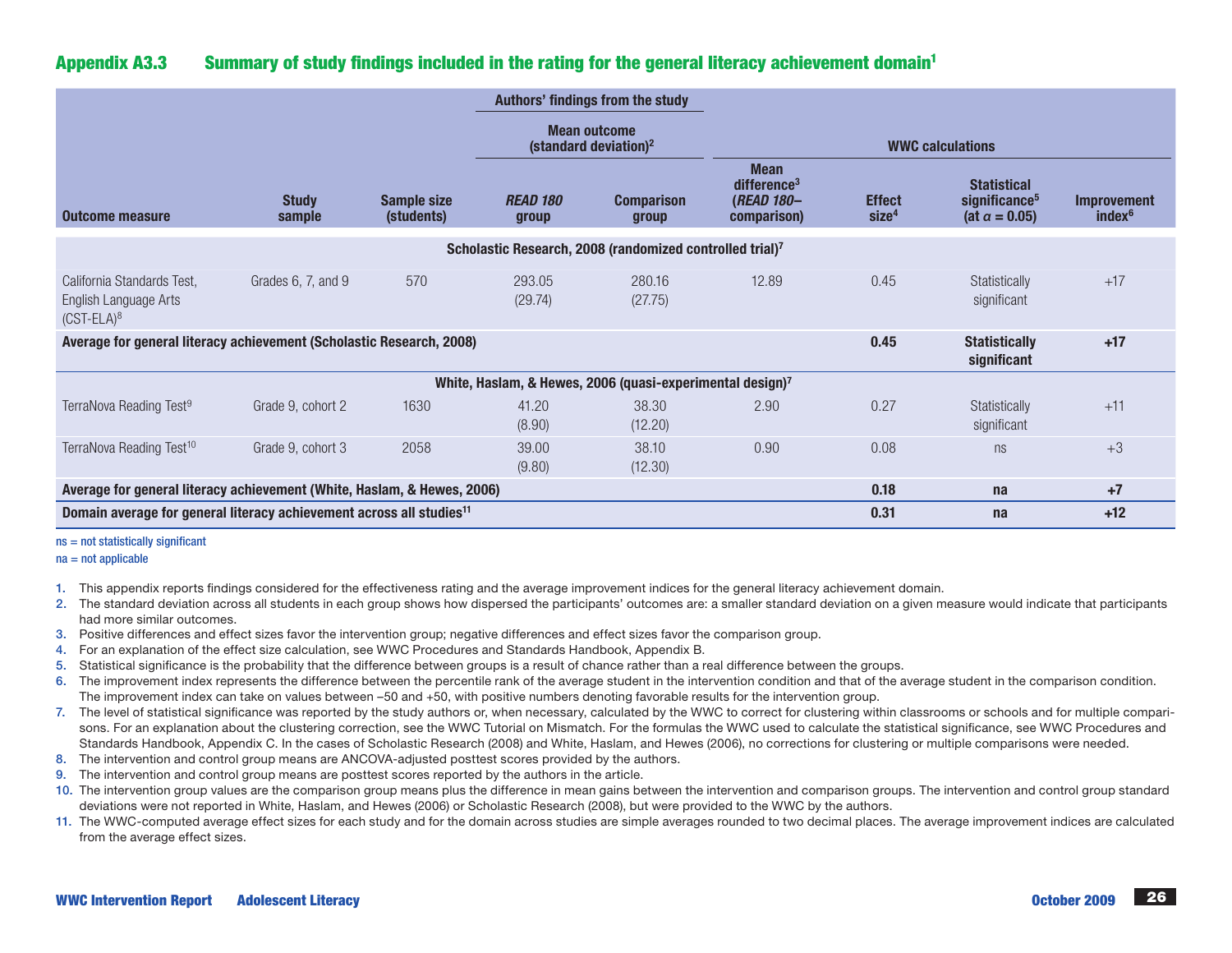## Appendix A3.3 Summary of study findings included in the rating for the general literacy achievement domain[1]

| | | | Authors' findings from the study | | WWC calculations | | | |
|---|---|---|---|---|---|---|---|---|
| | | | Mean outcome (standard deviation)[2] | | | | | |
| **Outcome measure** | **Study sample** | **Sample size (students)** | ***READ 180* group** | **Comparison group** | **Mean difference[3] (*READ 180*–comparison)** | **Effect size[4]** | **Statistical significance[5] (at $\alpha = 0.05$)** | **Improvement index[6]** |
| **Scholastic Research, 2008 (randomized controlled trial)[7]** | | | | | | | | |
| California Standards Test, English Language Arts (CST-ELA)[8] | Grades 6, 7, and 9 | 570 | 293.05 (29.74) | 280.16 (27.75) | 12.89 | 0.45 | Statistically significant | +17 |
| **Average for general literacy achievement (Scholastic Research, 2008)** | | | | | | **0.45** | **Statistically significant** | **+17** |
| **White, Haslam, & Hewes, 2006 (quasi-experimental design)[7]** | | | | | | | | |
| TerraNova Reading Test[9] | Grade 9, cohort 2 | 1630 | 41.20 (8.90) | 38.30 (12.20) | 2.90 | 0.27 | Statistically significant | +11 |
| TerraNova Reading Test[10] | Grade 9, cohort 3 | 2058 | 39.00 (9.80) | 38.10 (12.30) | 0.90 | 0.08 | ns | +3 |
| **Average for general literacy achievement (White, Haslam, & Hewes, 2006)** | | | | | | **0.18** | **na** | **+7** |
| **Domain average for general literacy achievement across all studies[11]** | | | | | | **0.31** | **na** | **+12** |

ns = not statistically significant
na = not applicable

1. This appendix reports findings considered for the effectiveness rating and the average improvement indices for the general literacy achievement domain.
2. The standard deviation across all students in each group shows how dispersed the participants' outcomes are: a smaller standard deviation on a given measure would indicate that participants had more similar outcomes.
3. Positive differences and effect sizes favor the intervention group; negative differences and effect sizes favor the comparison group.
4. For an explanation of the effect size calculation, see WWC Procedures and Standards Handbook, Appendix B.
5. Statistical significance is the probability that the difference between groups is a result of chance rather than a real difference between the groups.
6. The improvement index represents the difference between the percentile rank of the average student in the intervention condition and that of the average student in the comparison condition. The improvement index can take on values between –50 and +50, with positive numbers denoting favorable results for the intervention group.
7. The level of statistical significance was reported by the study authors or, when necessary, calculated by the WWC to correct for clustering within classrooms or schools and for multiple comparisons. For an explanation about the clustering correction, see the WWC Tutorial on Mismatch. For the formulas the WWC used to calculate the statistical significance, see WWC Procedures and Standards Handbook, Appendix C. In the cases of Scholastic Research (2008) and White, Haslam, and Hewes (2006), no corrections for clustering or multiple comparisons were needed.
8. The intervention and control group means are ANCOVA-adjusted posttest scores provided by the authors.
9. The intervention and control group means are posttest scores reported by the authors in the article.
10. The intervention group values are the comparison group means plus the difference in mean gains between the intervention and comparison groups. The intervention and control group standard deviations were not reported in White, Haslam, and Hewes (2006) or Scholastic Research (2008), but were provided to the WWC by the authors.
11. The WWC-computed average effect sizes for each study and for the domain across studies are simple averages rounded to two decimal places. The average improvement indices are calculated from the average effect sizes.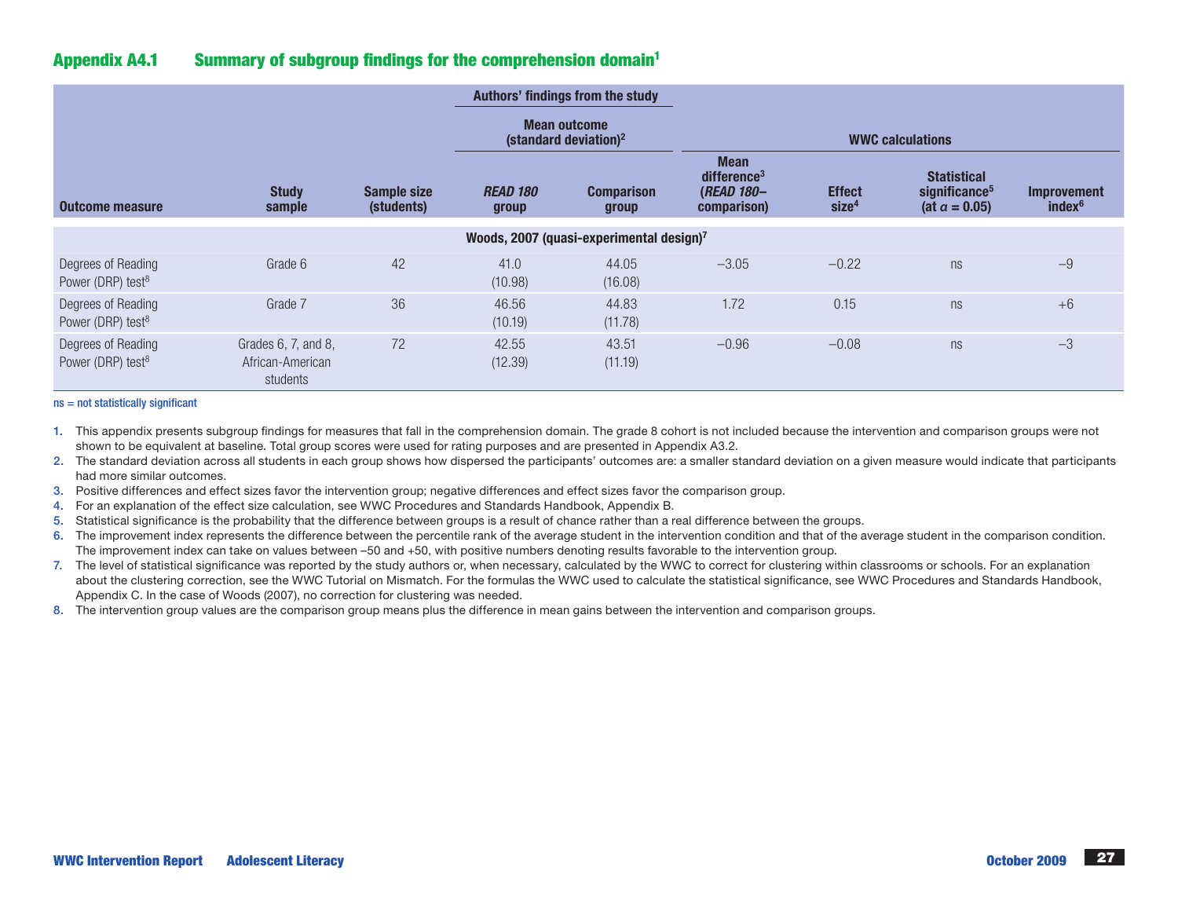## Appendix A4.1 Summary of subgroup findings for the comprehension domain[1]

| Outcome measure | Study sample | Sample size (students) | Authors' findings from the study: Mean outcome (standard deviation)[2] | | WWC calculations | | | |
|---|---|---|---|---|---|---|---|---|
| | | | *READ 180* group | Comparison group | Mean difference[3] (*READ 180*–comparison) | Effect size[4] | Statistical significance[5] (at α = 0.05) | Improvement index[6] |
| **Woods, 2007 (quasi-experimental design)[7]** | | | | | | | | |
| Degrees of Reading Power (DRP) test[8] | Grade 6 | 42 | 41.0 (10.98) | 44.05 (16.08) | –3.05 | –0.22 | ns | –9 |
| Degrees of Reading Power (DRP) test[8] | Grade 7 | 36 | 46.56 (10.19) | 44.83 (11.78) | 1.72 | 0.15 | ns | +6 |
| Degrees of Reading Power (DRP) test[8] | Grades 6, 7, and 8, African-American students | 72 | 42.55 (12.39) | 43.51 (11.19) | –0.96 | –0.08 | ns | –3 |

ns = not statistically significant

1. This appendix presents subgroup findings for measures that fall in the comprehension domain. The grade 8 cohort is not included because the intervention and comparison groups were not shown to be equivalent at baseline. Total group scores were used for rating purposes and are presented in Appendix A3.2.
2. The standard deviation across all students in each group shows how dispersed the participants' outcomes are: a smaller standard deviation on a given measure would indicate that participants had more similar outcomes.
3. Positive differences and effect sizes favor the intervention group; negative differences and effect sizes favor the comparison group.
4. For an explanation of the effect size calculation, see WWC Procedures and Standards Handbook, Appendix B.
5. Statistical significance is the probability that the difference between groups is a result of chance rather than a real difference between the groups.
6. The improvement index represents the difference between the percentile rank of the average student in the intervention condition and that of the average student in the comparison condition. The improvement index can take on values between –50 and +50, with positive numbers denoting results favorable to the intervention group.
7. The level of statistical significance was reported by the study authors or, when necessary, calculated by the WWC to correct for clustering within classrooms or schools. For an explanation about the clustering correction, see the WWC Tutorial on Mismatch. For the formulas the WWC used to calculate the statistical significance, see WWC Procedures and Standards Handbook, Appendix C. In the case of Woods (2007), no correction for clustering was needed.
8. The intervention group values are the comparison group means plus the difference in mean gains between the intervention and comparison groups.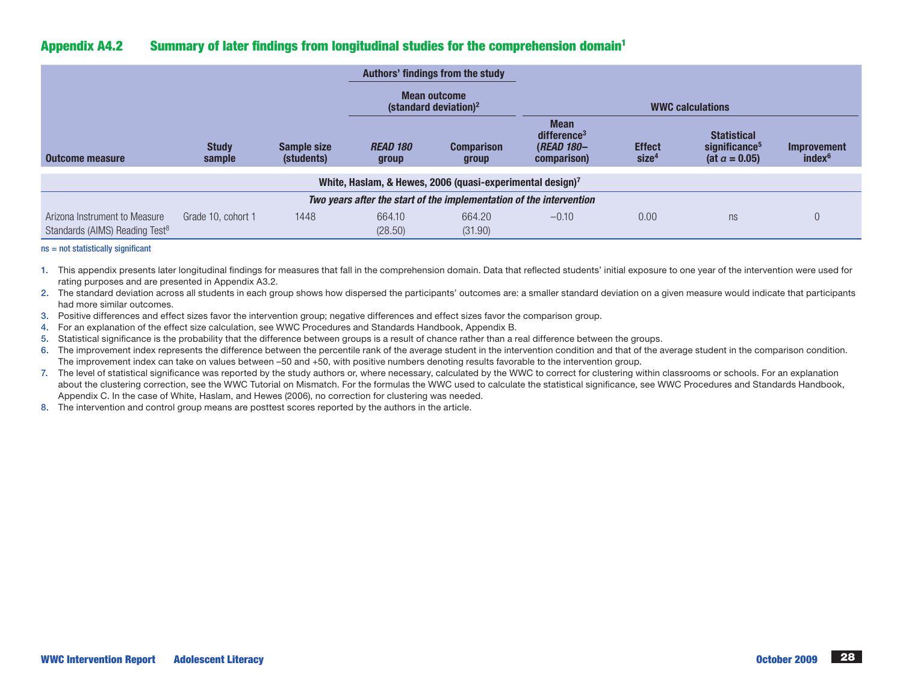## Appendix A4.2 Summary of later findings from longitudinal studies for the comprehension domain[1]

| | | | Authors' findings from the study | | WWC calculations | | | |
|---|---|---|---|---|---|---|---|---|
| | | | Mean outcome (standard deviation)[2] | | | | | |
| **Outcome measure** | **Study sample** | **Sample size (students)** | ***READ 180* group** | **Comparison group** | **Mean difference[3] (*READ 180*–comparison)** | **Effect size[4]** | **Statistical significance[5] (at α = 0.05)** | **Improvement index[6]** |
| **White, Haslam, & Hewes, 2006 (quasi-experimental design)[7]** | | | | | | | | |
| ***Two years after the start of the implementation of the intervention*** | | | | | | | | |
| Arizona Instrument to Measure Standards (AIMS) Reading Test[8] | Grade 10, cohort 1 | 1448 | 664.10 (28.50) | 664.20 (31.90) | –0.10 | 0.00 | ns | 0 |

ns = not statistically significant

1. This appendix presents later longitudinal findings for measures that fall in the comprehension domain. Data that reflected students' initial exposure to one year of the intervention were used for rating purposes and are presented in Appendix A3.2.
2. The standard deviation across all students in each group shows how dispersed the participants' outcomes are: a smaller standard deviation on a given measure would indicate that participants had more similar outcomes.
3. Positive differences and effect sizes favor the intervention group; negative differences and effect sizes favor the comparison group.
4. For an explanation of the effect size calculation, see WWC Procedures and Standards Handbook, Appendix B.
5. Statistical significance is the probability that the difference between groups is a result of chance rather than a real difference between the groups.
6. The improvement index represents the difference between the percentile rank of the average student in the intervention condition and that of the average student in the comparison condition. The improvement index can take on values between –50 and +50, with positive numbers denoting results favorable to the intervention group.
7. The level of statistical significance was reported by the study authors or, where necessary, calculated by the WWC to correct for clustering within classrooms or schools. For an explanation about the clustering correction, see the WWC Tutorial on Mismatch. For the formulas the WWC used to calculate the statistical significance, see WWC Procedures and Standards Handbook, Appendix C. In the case of White, Haslam, and Hewes (2006), no correction for clustering was needed.
8. The intervention and control group means are posttest scores reported by the authors in the article.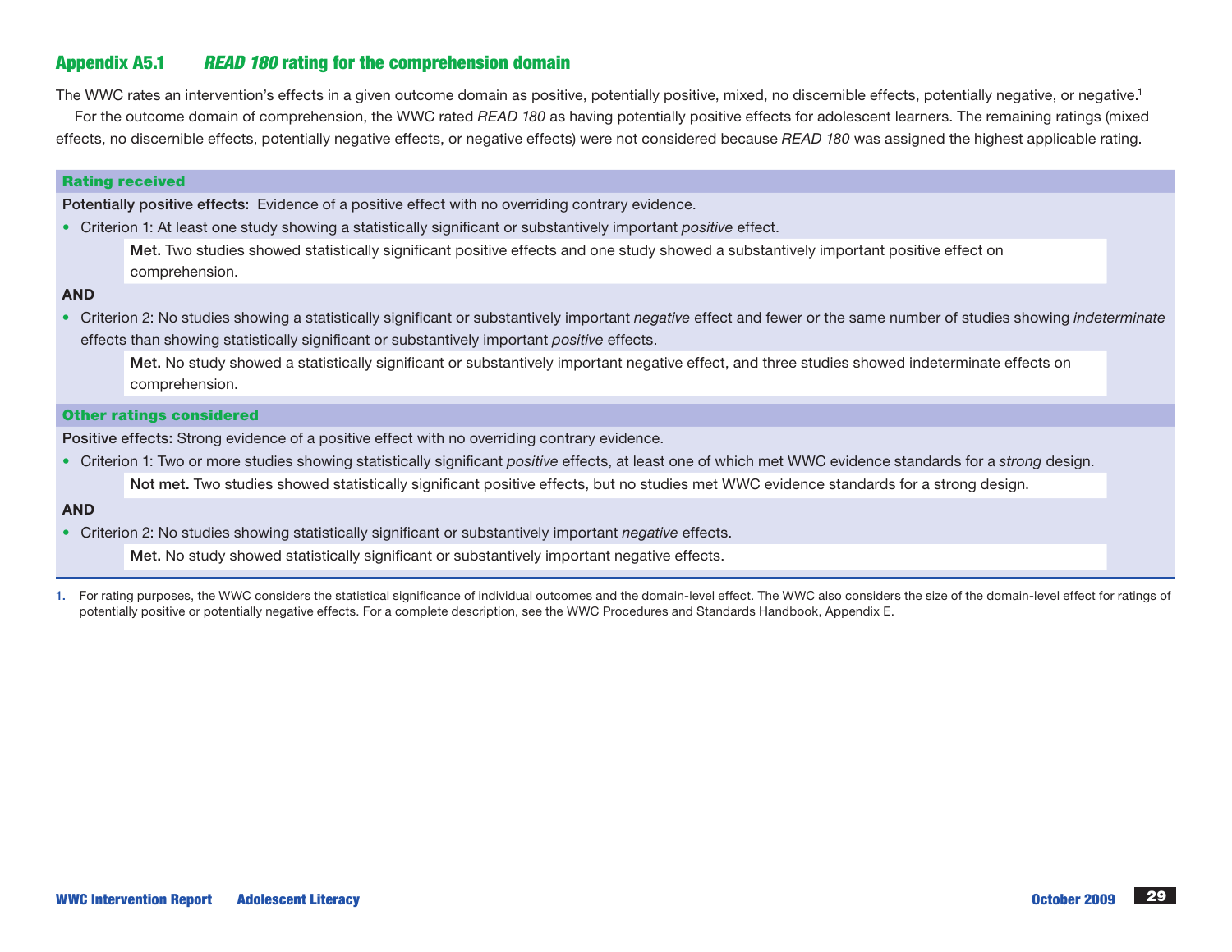## Appendix A5.1 *READ 180* rating for the comprehension domain

The WWC rates an intervention's effects in a given outcome domain as positive, potentially positive, mixed, no discernible effects, potentially negative, or negative.[1]

For the outcome domain of comprehension, the WWC rated *READ 180* as having potentially positive effects for adolescent learners. The remaining ratings (mixed effects, no discernible effects, potentially negative effects, or negative effects) were not considered because *READ 180* was assigned the highest applicable rating.

### Rating received

**Potentially positive effects:** Evidence of a positive effect with no overriding contrary evidence.

- Criterion 1: At least one study showing a statistically significant or substantively important *positive* effect.

  **Met.** Two studies showed statistically significant positive effects and one study showed a substantively important positive effect on comprehension.

**AND**

- Criterion 2: No studies showing a statistically significant or substantively important *negative* effect and fewer or the same number of studies showing *indeterminate* effects than showing statistically significant or substantively important *positive* effects.

  **Met.** No study showed a statistically significant or substantively important negative effect, and three studies showed indeterminate effects on comprehension.

### Other ratings considered

**Positive effects:** Strong evidence of a positive effect with no overriding contrary evidence.

- Criterion 1: Two or more studies showing statistically significant *positive* effects, at least one of which met WWC evidence standards for a *strong* design.

  **Not met.** Two studies showed statistically significant positive effects, but no studies met WWC evidence standards for a strong design.

**AND**

- Criterion 2: No studies showing statistically significant or substantively important *negative* effects.

  **Met.** No study showed statistically significant or substantively important negative effects.

1. For rating purposes, the WWC considers the statistical significance of individual outcomes and the domain-level effect. The WWC also considers the size of the domain-level effect for ratings of potentially positive or potentially negative effects. For a complete description, see the WWC Procedures and Standards Handbook, Appendix E.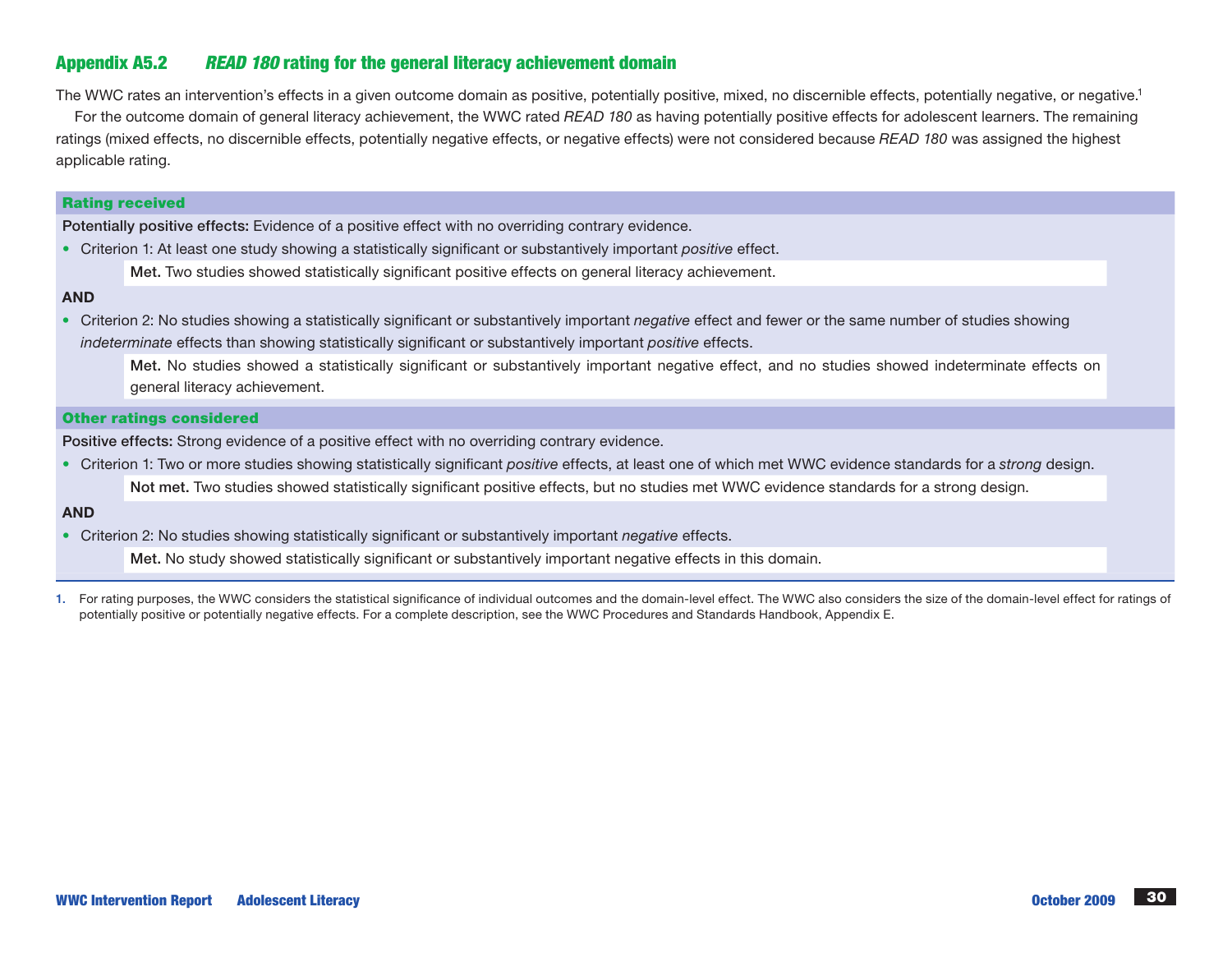## Appendix A5.2 *READ 180* rating for the general literacy achievement domain

The WWC rates an intervention's effects in a given outcome domain as positive, potentially positive, mixed, no discernible effects, potentially negative, or negative.[1]

For the outcome domain of general literacy achievement, the WWC rated *READ 180* as having potentially positive effects for adolescent learners. The remaining ratings (mixed effects, no discernible effects, potentially negative effects, or negative effects) were not considered because *READ 180* was assigned the highest applicable rating.

### Rating received

**Potentially positive effects:** Evidence of a positive effect with no overriding contrary evidence.

- Criterion 1: At least one study showing a statistically significant or substantively important *positive* effect.

  **Met.** Two studies showed statistically significant positive effects on general literacy achievement.

**AND**

- Criterion 2: No studies showing a statistically significant or substantively important *negative* effect and fewer or the same number of studies showing *indeterminate* effects than showing statistically significant or substantively important *positive* effects.

  **Met.** No studies showed a statistically significant or substantively important negative effect, and no studies showed indeterminate effects on general literacy achievement.

### Other ratings considered

**Positive effects:** Strong evidence of a positive effect with no overriding contrary evidence.

- Criterion 1: Two or more studies showing statistically significant *positive* effects, at least one of which met WWC evidence standards for a *strong* design.

  **Not met.** Two studies showed statistically significant positive effects, but no studies met WWC evidence standards for a strong design.

**AND**

- Criterion 2: No studies showing statistically significant or substantively important *negative* effects.

  **Met.** No study showed statistically significant or substantively important negative effects in this domain.

1. For rating purposes, the WWC considers the statistical significance of individual outcomes and the domain-level effect. The WWC also considers the size of the domain-level effect for ratings of potentially positive or potentially negative effects. For a complete description, see the WWC Procedures and Standards Handbook, Appendix E.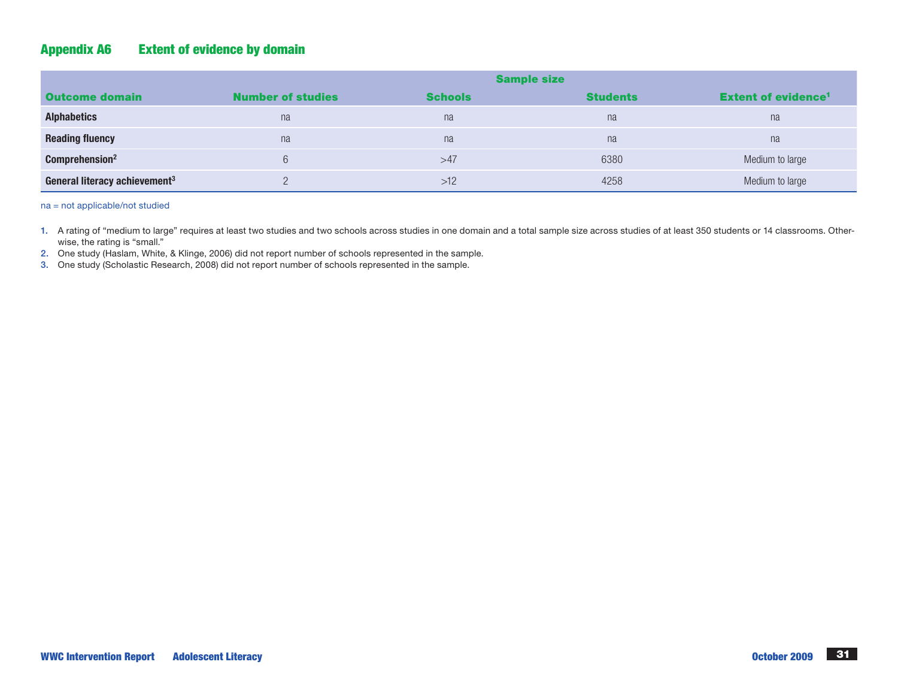## Appendix A6 Extent of evidence by domain

| | | Sample size | | |
|---|---|---|---|---|
| **Outcome domain** | **Number of studies** | **Schools** | **Students** | **Extent of evidence[1]** |
| **Alphabetics** | na | na | na | na |
| **Reading fluency** | na | na | na | na |
| **Comprehension[2]** | 6 | >47 | 6380 | Medium to large |
| **General literacy achievement[3]** | 2 | >12 | 4258 | Medium to large |

na = not applicable/not studied

1. A rating of "medium to large" requires at least two studies and two schools across studies in one domain and a total sample size across studies of at least 350 students or 14 classrooms. Otherwise, the rating is "small."
2. One study (Haslam, White, & Klinge, 2006) did not report number of schools represented in the sample.
3. One study (Scholastic Research, 2008) did not report number of schools represented in the sample.